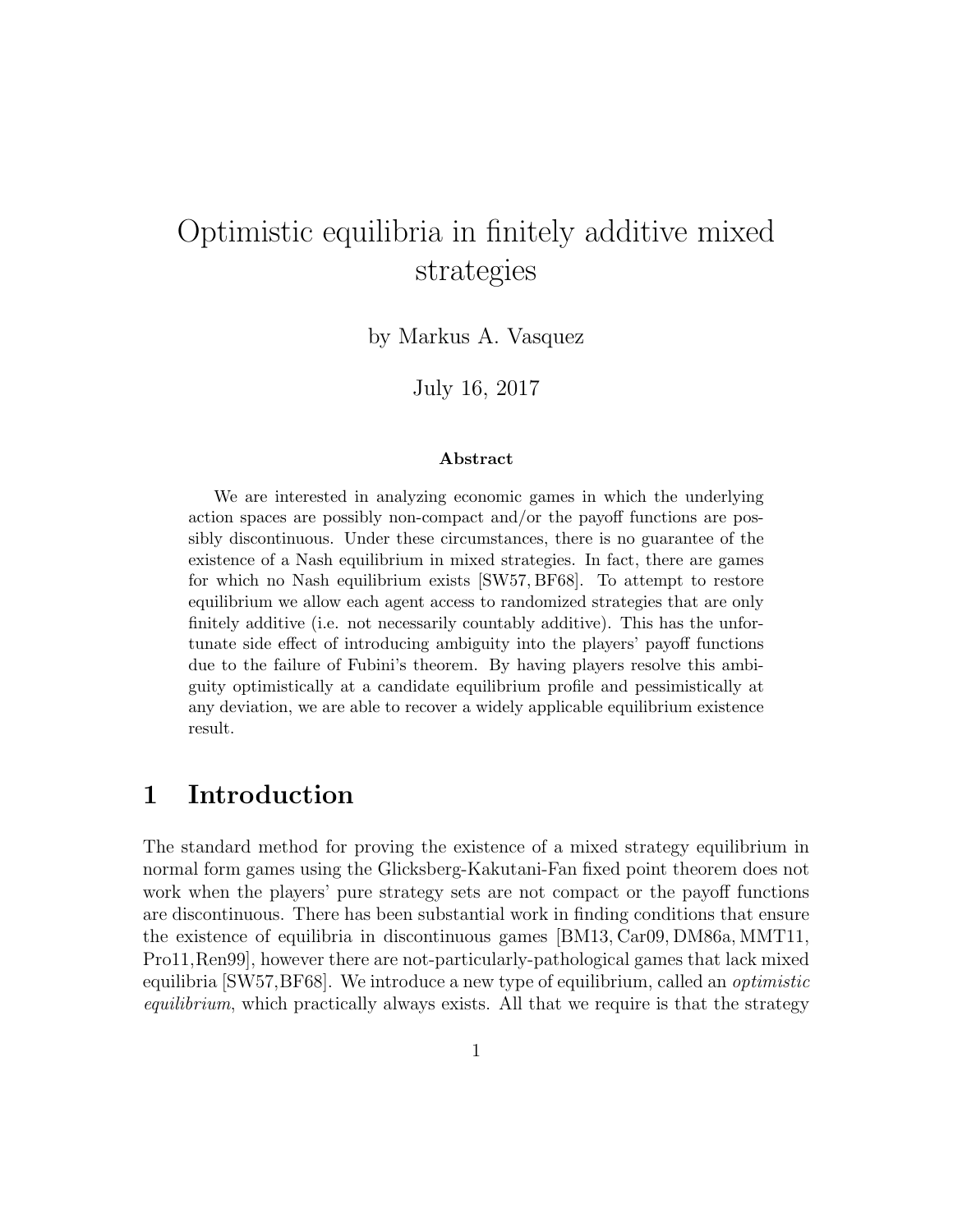# Optimistic equilibria in finitely additive mixed strategies

by Markus A. Vasquez

July 16, 2017

### Abstract

We are interested in analyzing economic games in which the underlying action spaces are possibly non-compact and/or the payoff functions are possibly discontinuous. Under these circumstances, there is no guarantee of the existence of a Nash equilibrium in mixed strategies. In fact, there are games for which no Nash equilibrium exists [SW57, BF68]. To attempt to restore equilibrium we allow each agent access to randomized strategies that are only finitely additive (i.e. not necessarily countably additive). This has the unfortunate side effect of introducing ambiguity into the players' payoff functions due to the failure of Fubini's theorem. By having players resolve this ambiguity optimistically at a candidate equilibrium profile and pessimistically at any deviation, we are able to recover a widely applicable equilibrium existence result.

## 1 Introduction

The standard method for proving the existence of a mixed strategy equilibrium in normal form games using the Glicksberg-Kakutani-Fan fixed point theorem does not work when the players' pure strategy sets are not compact or the payoff functions are discontinuous. There has been substantial work in finding conditions that ensure the existence of equilibria in discontinuous games [BM13, Car09, DM86a, MMT11, Pro11, Ren99], however there are not-particularly-pathological games that lack mixed equilibria [SW57, BF68]. We introduce a new type of equilibrium, called an *optimistic equilibrium*, which practically always exists. All that we require is that the strategy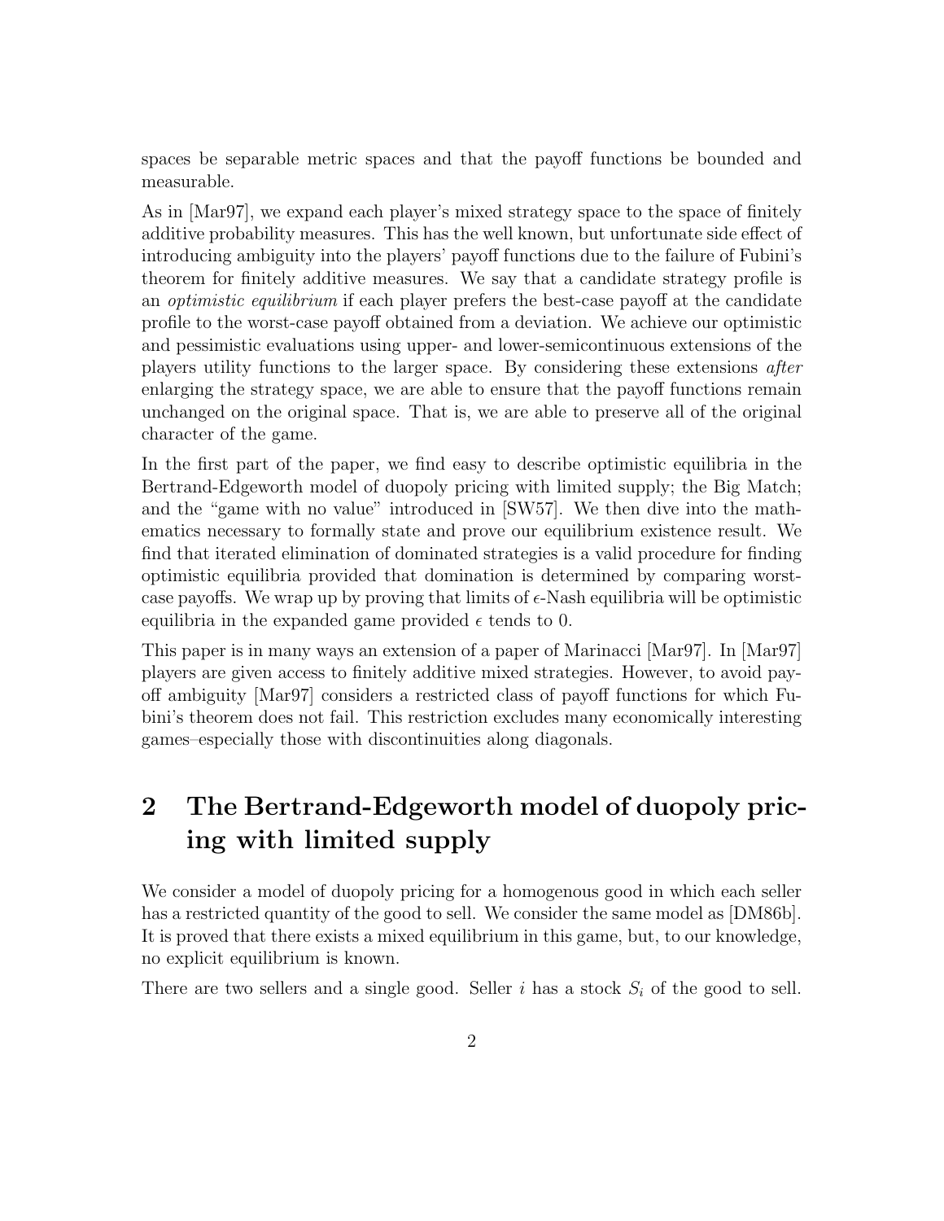spaces be separable metric spaces and that the payoff functions be bounded and measurable.

As in [Mar97], we expand each player's mixed strategy space to the space of finitely additive probability measures. This has the well known, but unfortunate side effect of introducing ambiguity into the players' payoff functions due to the failure of Fubini's theorem for finitely additive measures. We say that a candidate strategy profile is an *optimistic equilibrium* if each player prefers the best-case payoff at the candidate profile to the worst-case payoff obtained from a deviation. We achieve our optimistic and pessimistic evaluations using upper- and lower-semicontinuous extensions of the players utility functions to the larger space. By considering these extensions *after* enlarging the strategy space, we are able to ensure that the payoff functions remain unchanged on the original space. That is, we are able to preserve all of the original character of the game.

In the first part of the paper, we find easy to describe optimistic equilibria in the Bertrand-Edgeworth model of duopoly pricing with limited supply; the Big Match; and the "game with no value" introduced in [SW57]. We then dive into the mathematics necessary to formally state and prove our equilibrium existence result. We find that iterated elimination of dominated strategies is a valid procedure for finding optimistic equilibria provided that domination is determined by comparing worst-case payoffs. We wrap up by proving that limits of $\epsilon$-Nash equilibria will be optimistic equilibria in the expanded game provided $\epsilon$ tends to 0.

This paper is in many ways an extension of a paper of Marinacci [Mar97]. In [Mar97] players are given access to finitely additive mixed strategies. However, to avoid payoff ambiguity [Mar97] considers a restricted class of payoff functions for which Fubini's theorem does not fail. This restriction excludes many economically interesting games–especially those with discontinuities along diagonals.

## 2 The Bertrand-Edgeworth model of duopoly pricing with limited supply

We consider a model of duopoly pricing for a homogenous good in which each seller has a restricted quantity of the good to sell. We consider the same model as [DM86b]. It is proved that there exists a mixed equilibrium in this game, but, to our knowledge, no explicit equilibrium is known.

There are two sellers and a single good. Seller $i$ has a stock $S_i$ of the good to sell.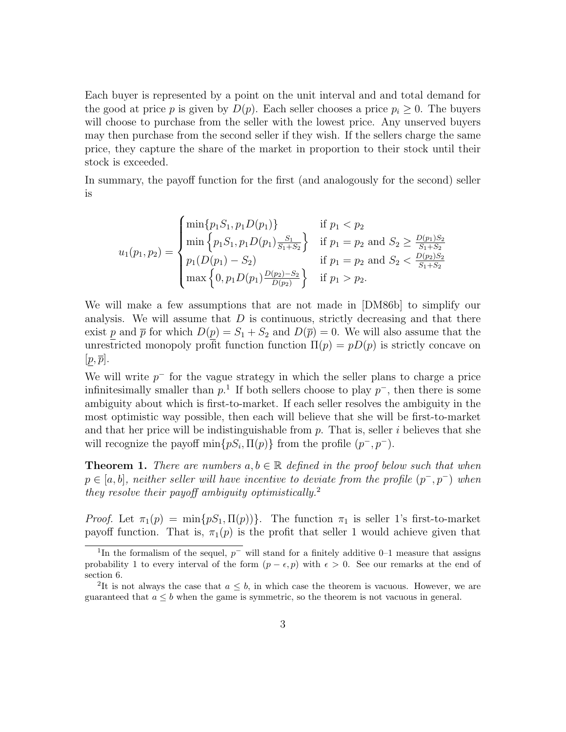Each buyer is represented by a point on the unit interval and and total demand for the good at price $p$ is given by $D(p)$. Each seller chooses a price $p_i \geq 0$. The buyers will choose to purchase from the seller with the lowest price. Any unserved buyers may then purchase from the second seller if they wish. If the sellers charge the same price, they capture the share of the market in proportion to their stock until their stock is exceeded.

In summary, the payoff function for the first (and analogously for the second) seller is

$$u_1(p_1, p_2) = \begin{cases} \min\{p_1 S_1, p_1 D(p_1)\} & \text{if } p_1 < p_2 \\ \min\left\{p_1 S_1, p_1 D(p_1)\frac{S_1}{S_1+S_2}\right\} & \text{if } p_1 = p_2 \text{ and } S_2 \geq \frac{D(p_1)S_2}{S_1+S_2} \\ p_1(D(p_1) - S_2) & \text{if } p_1 = p_2 \text{ and } S_2 < \frac{D(p_2)S_2}{S_1+S_2} \\ \max\left\{0, p_1 D(p_1)\frac{D(p_2)-S_2}{D(p_2)}\right\} & \text{if } p_1 > p_2. \end{cases}$$

We will make a few assumptions that are not made in [DM86b] to simplify our analysis. We will assume that $D$ is continuous, strictly decreasing and that there exist $\underline{p}$ and $\overline{p}$ for which $D(\underline{p}) = S_1 + S_2$ and $D(\overline{p}) = 0$. We will also assume that the unrestricted monopoly profit function function $\Pi(p) = pD(p)$ is strictly concave on $[\underline{p}, \overline{p}]$.

We will write $p^-$ for the vague strategy in which the seller plans to charge a price infinitesimally smaller than $p$.[1] If both sellers choose to play $p^-$, then there is some ambiguity about which is first-to-market. If each seller resolves the ambiguity in the most optimistic way possible, then each will believe that she will be first-to-market and that her price will be indistinguishable from $p$. That is, seller $i$ believes that she will recognize the payoff $\min\{pS_i, \Pi(p)\}$ from the profile $(p^-, p^-)$.

**Theorem 1.** *There are numbers $a, b \in \mathbb{R}$ defined in the proof below such that when $p \in [a, b]$, neither seller will have incentive to deviate from the profile $(p^-, p^-)$ when they resolve their payoff ambiguity optimistically.*[2]

*Proof.* Let $\pi_1(p) = \min\{pS_1, \Pi(p))\}$. The function $\pi_1$ is seller 1's first-to-market payoff function. That is, $\pi_1(p)$ is the profit that seller 1 would achieve given that

---

[1] In the formalism of the sequel, $p^-$ will stand for a finitely additive 0–1 measure that assigns probability 1 to every interval of the form $(p - \epsilon, p)$ with $\epsilon > 0$. See our remarks at the end of section 6.

[2] It is not always the case that $a \leq b$, in which case the theorem is vacuous. However, we are guaranteed that $a \leq b$ when the game is symmetric, so the theorem is not vacuous in general.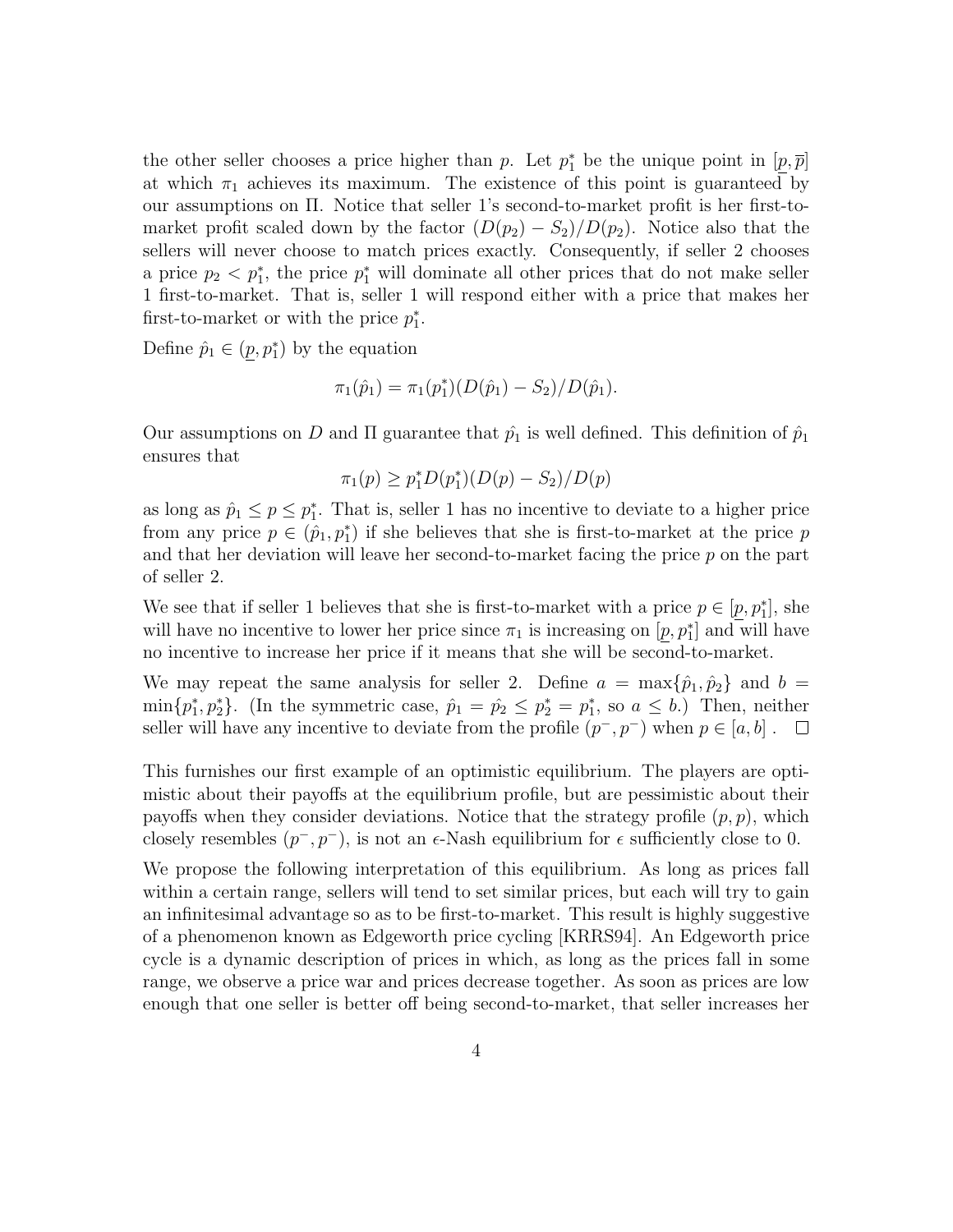the other seller chooses a price higher than $p$. Let $p_1^*$ be the unique point in $[\underline{p}, \overline{p}]$ at which $\pi_1$ achieves its maximum. The existence of this point is guaranteed by our assumptions on $\Pi$. Notice that seller 1's second-to-market profit is her first-to-market profit scaled down by the factor $(D(p_2) - S_2)/D(p_2)$. Notice also that the sellers will never choose to match prices exactly. Consequently, if seller 2 chooses a price $p_2 < p_1^*$, the price $p_1^*$ will dominate all other prices that do not make seller 1 first-to-market. That is, seller 1 will respond either with a price that makes her first-to-market or with the price $p_1^*$.

Define $\hat{p}_1 \in (\underline{p}, p_1^*)$ by the equation

$$\pi_1(\hat{p}_1) = \pi_1(p_1^*)(D(\hat{p}_1) - S_2)/D(\hat{p}_1).$$

Our assumptions on $D$ and $\Pi$ guarantee that $\hat{p}_1$ is well defined. This definition of $\hat{p}_1$ ensures that

$$\pi_1(p) \geq p_1^* D(p_1^*)(D(p) - S_2)/D(p)$$

as long as $\hat{p}_1 \leq p \leq p_1^*$. That is, seller 1 has no incentive to deviate to a higher price from any price $p \in (\hat{p}_1, p_1^*)$ if she believes that she is first-to-market at the price $p$ and that her deviation will leave her second-to-market facing the price $p$ on the part of seller 2.

We see that if seller 1 believes that she is first-to-market with a price $p \in [\underline{p}, p_1^*]$, she will have no incentive to lower her price since $\pi_1$ is increasing on $[\underline{p}, p_1^*]$ and will have no incentive to increase her price if it means that she will be second-to-market.

We may repeat the same analysis for seller 2. Define $a = \max\{\hat{p}_1, \hat{p}_2\}$ and $b = \min\{p_1^*, p_2^*\}$. (In the symmetric case, $\hat{p}_1 = \hat{p}_2 \leq p_2^* = p_1^*$, so $a \leq b$.) Then, neither seller will have any incentive to deviate from the profile $(p^-, p^-)$ when $p \in [a, b]$. $\square$

This furnishes our first example of an optimistic equilibrium. The players are optimistic about their payoffs at the equilibrium profile, but are pessimistic about their payoffs when they consider deviations. Notice that the strategy profile $(p, p)$, which closely resembles $(p^-, p^-)$, is not an $\epsilon$-Nash equilibrium for $\epsilon$ sufficiently close to 0.

We propose the following interpretation of this equilibrium. As long as prices fall within a certain range, sellers will tend to set similar prices, but each will try to gain an infinitesimal advantage so as to be first-to-market. This result is highly suggestive of a phenomenon known as Edgeworth price cycling [KRRS94]. An Edgeworth price cycle is a dynamic description of prices in which, as long as the prices fall in some range, we observe a price war and prices decrease together. As soon as prices are low enough that one seller is better off being second-to-market, that seller increases her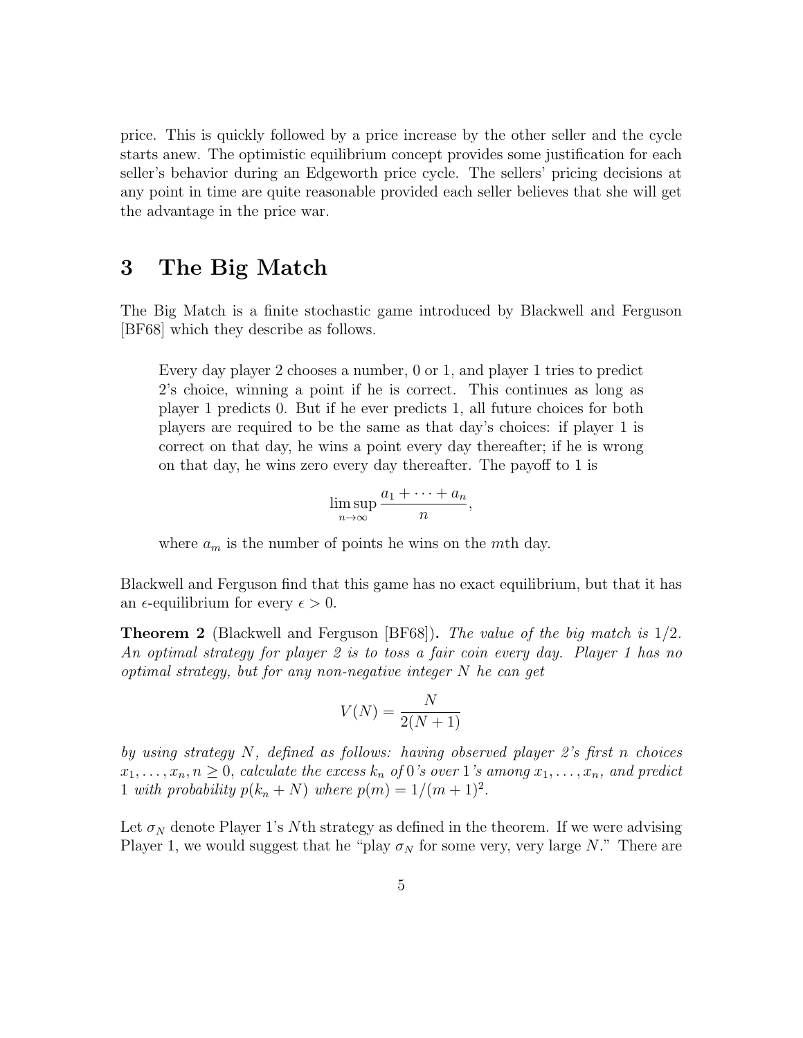price. This is quickly followed by a price increase by the other seller and the cycle starts anew. The optimistic equilibrium concept provides some justification for each seller's behavior during an Edgeworth price cycle. The sellers' pricing decisions at any point in time are quite reasonable provided each seller believes that she will get the advantage in the price war.

# 3 The Big Match

The Big Match is a finite stochastic game introduced by Blackwell and Ferguson [BF68] which they describe as follows.

> Every day player 2 chooses a number, 0 or 1, and player 1 tries to predict 2's choice, winning a point if he is correct. This continues as long as player 1 predicts 0. But if he ever predicts 1, all future choices for both players are required to be the same as that day's choices: if player 1 is correct on that day, he wins a point every day thereafter; if he is wrong on that day, he wins zero every day thereafter. The payoff to 1 is
>
> $$\limsup_{n\to\infty} \frac{a_1 + \cdots + a_n}{n},$$
>
> where $a_m$ is the number of points he wins on the $m$th day.

Blackwell and Ferguson find that this game has no exact equilibrium, but that it has an $\epsilon$-equilibrium for every $\epsilon > 0$.

**Theorem 2** (Blackwell and Ferguson [BF68])**.** *The value of the big match is 1/2. An optimal strategy for player 2 is to toss a fair coin every day. Player 1 has no optimal strategy, but for any non-negative integer $N$ he can get*

$$V(N) = \frac{N}{2(N+1)}$$

*by using strategy $N$, defined as follows: having observed player 2's first $n$ choices $x_1, \ldots, x_n, n \geq 0$, calculate the excess $k_n$ of 0's over 1's among $x_1, \ldots, x_n$, and predict 1 with probability $p(k_n + N)$ where $p(m) = 1/(m+1)^2$.*

Let $\sigma_N$ denote Player 1's $N$th strategy as defined in the theorem. If we were advising Player 1, we would suggest that he "play $\sigma_N$ for some very, very large $N$." There are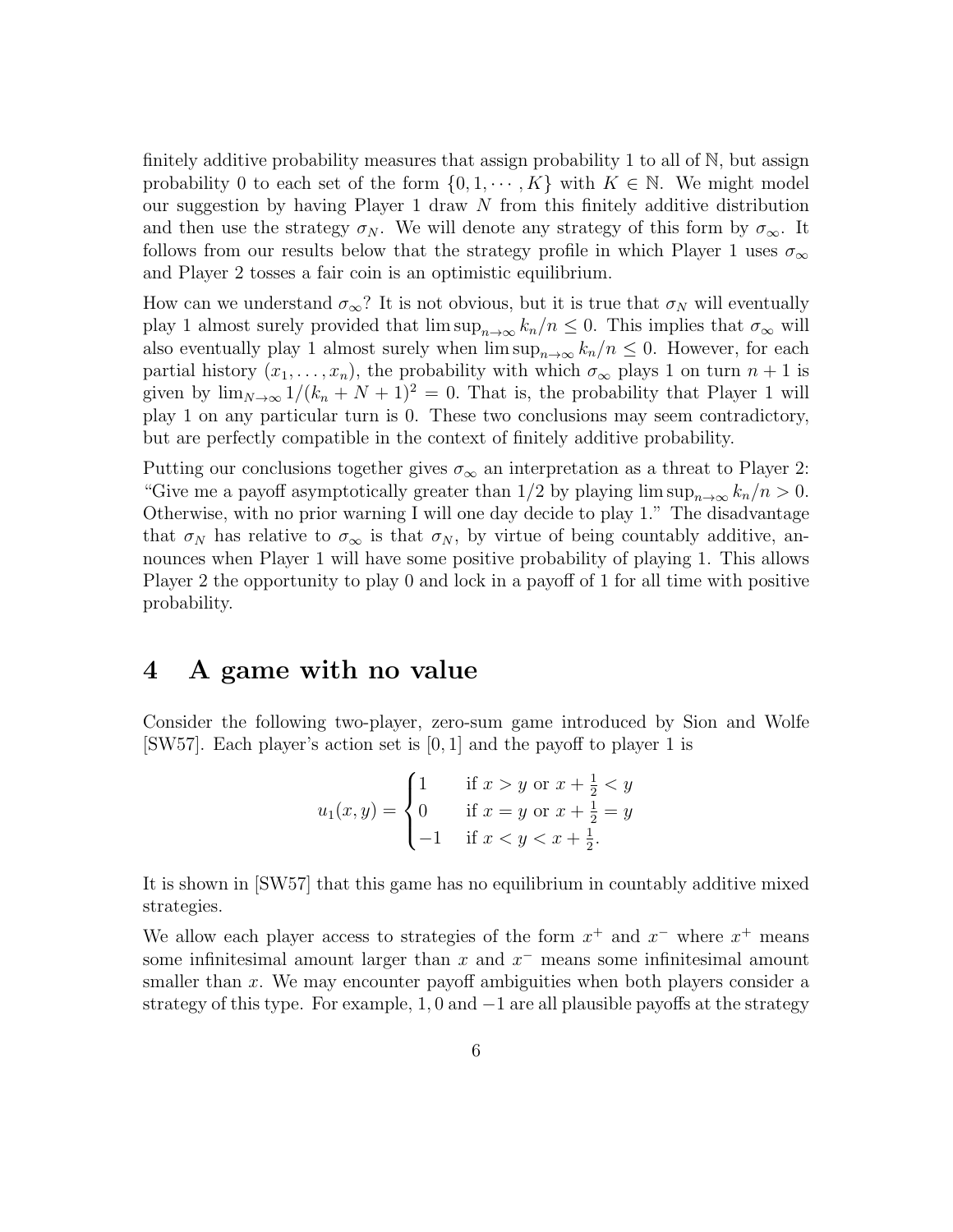finitely additive probability measures that assign probability 1 to all of $\mathbb{N}$, but assign probability 0 to each set of the form $\{0, 1, \cdots, K\}$ with $K \in \mathbb{N}$. We might model our suggestion by having Player 1 draw $N$ from this finitely additive distribution and then use the strategy $\sigma_N$. We will denote any strategy of this form by $\sigma_\infty$. It follows from our results below that the strategy profile in which Player 1 uses $\sigma_\infty$ and Player 2 tosses a fair coin is an optimistic equilibrium.

How can we understand $\sigma_\infty$? It is not obvious, but it is true that $\sigma_N$ will eventually play 1 almost surely provided that $\limsup_{n\to\infty} k_n/n \leq 0$. This implies that $\sigma_\infty$ will also eventually play 1 almost surely when $\limsup_{n\to\infty} k_n/n \leq 0$. However, for each partial history $(x_1, \ldots, x_n)$, the probability with which $\sigma_\infty$ plays 1 on turn $n+1$ is given by $\lim_{N\to\infty} 1/(k_n + N + 1)^2 = 0$. That is, the probability that Player 1 will play 1 on any particular turn is 0. These two conclusions may seem contradictory, but are perfectly compatible in the context of finitely additive probability.

Putting our conclusions together gives $\sigma_\infty$ an interpretation as a threat to Player 2: "Give me a payoff asymptotically greater than 1/2 by playing $\limsup_{n\to\infty} k_n/n > 0$. Otherwise, with no prior warning I will one day decide to play 1." The disadvantage that $\sigma_N$ has relative to $\sigma_\infty$ is that $\sigma_N$, by virtue of being countably additive, announces when Player 1 will have some positive probability of playing 1. This allows Player 2 the opportunity to play 0 and lock in a payoff of 1 for all time with positive probability.

# 4 A game with no value

Consider the following two-player, zero-sum game introduced by Sion and Wolfe [SW57]. Each player's action set is $[0, 1]$ and the payoff to player 1 is

$$u_1(x, y) = \begin{cases} 1 & \text{if } x > y \text{ or } x + \frac{1}{2} < y \\ 0 & \text{if } x = y \text{ or } x + \frac{1}{2} = y \\ -1 & \text{if } x < y < x + \frac{1}{2}. \end{cases}$$

It is shown in [SW57] that this game has no equilibrium in countably additive mixed strategies.

We allow each player access to strategies of the form $x^+$ and $x^-$ where $x^+$ means some infinitesimal amount larger than $x$ and $x^-$ means some infinitesimal amount smaller than $x$. We may encounter payoff ambiguities when both players consider a strategy of this type. For example, 1, 0 and $-1$ are all plausible payoffs at the strategy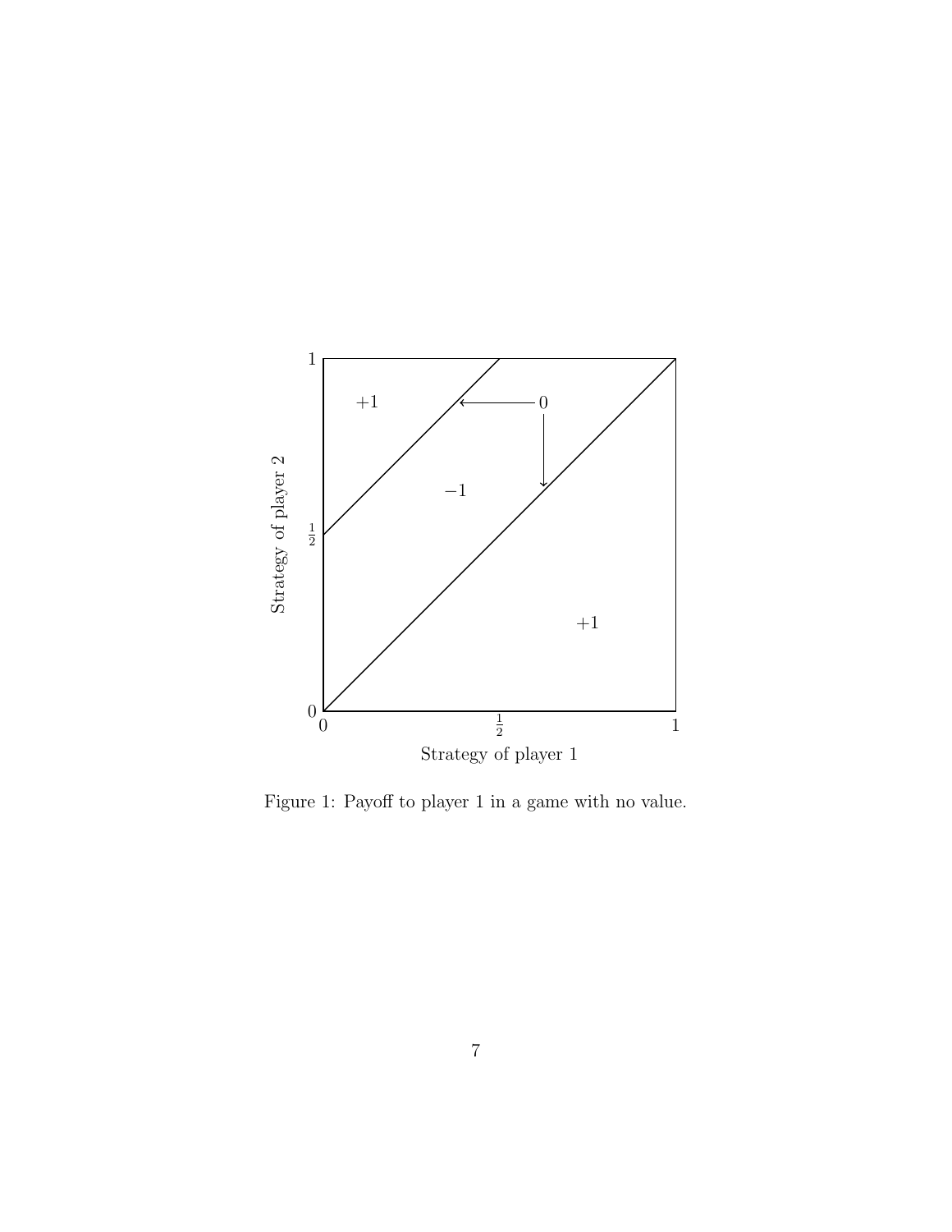Figure 1: Payoff to player 1 in a game with no value.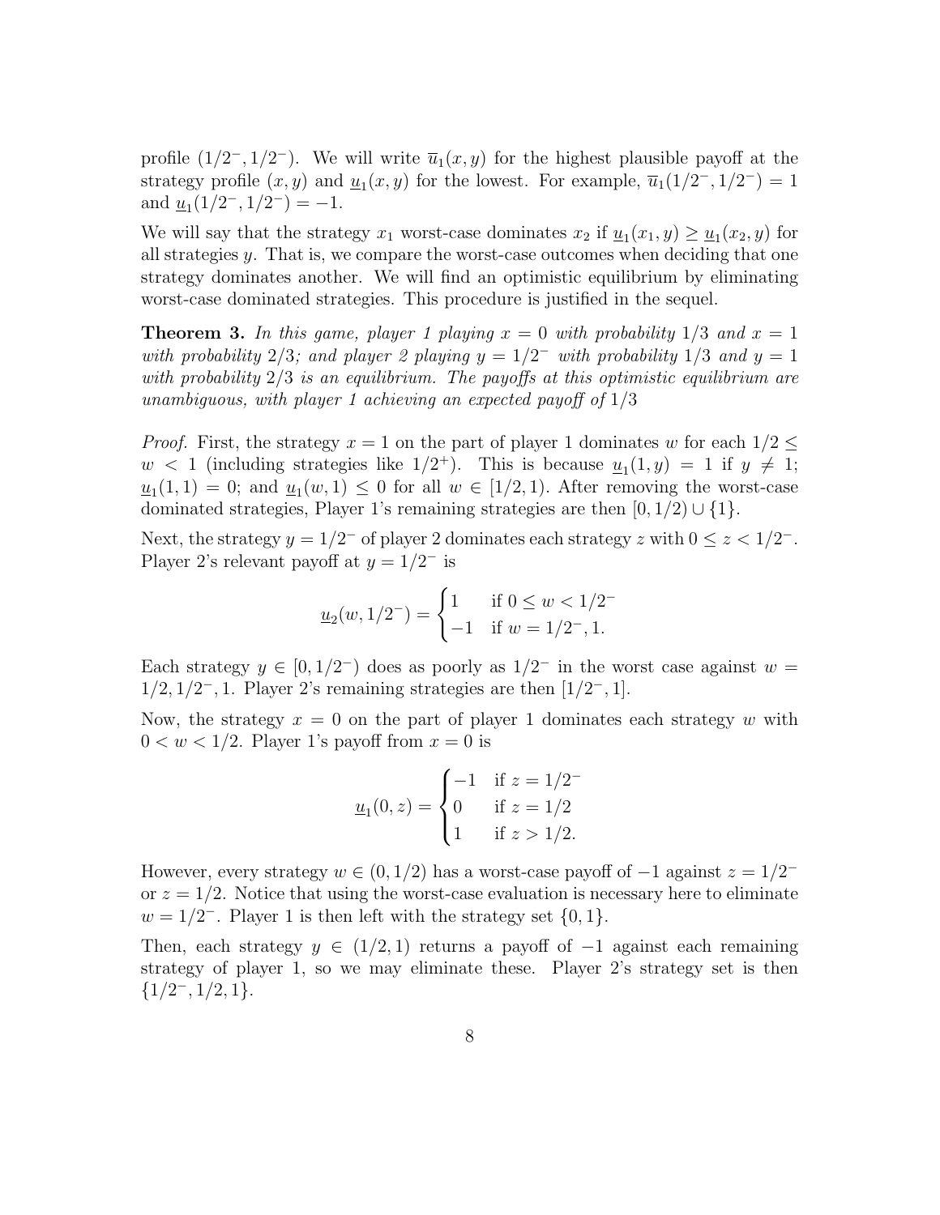profile $(1/2^-, 1/2^-)$. We will write $\overline{u}_1(x, y)$ for the highest plausible payoff at the strategy profile $(x, y)$ and $\underline{u}_1(x, y)$ for the lowest. For example, $\overline{u}_1(1/2^-, 1/2^-) = 1$ and $\underline{u}_1(1/2^-, 1/2^-) = -1$.

We will say that the strategy $x_1$ worst-case dominates $x_2$ if $\underline{u}_1(x_1, y) \geq \underline{u}_1(x_2, y)$ for all strategies $y$. That is, we compare the worst-case outcomes when deciding that one strategy dominates another. We will find an optimistic equilibrium by eliminating worst-case dominated strategies. This procedure is justified in the sequel.

**Theorem 3.** *In this game, player 1 playing $x = 0$ with probability $1/3$ and $x = 1$ with probability $2/3$; and player 2 playing $y = 1/2^-$ with probability $1/3$ and $y = 1$ with probability $2/3$ is an equilibrium. The payoffs at this optimistic equilibrium are unambiguous, with player 1 achieving an expected payoff of $1/3$*

*Proof.* First, the strategy $x = 1$ on the part of player 1 dominates $w$ for each $1/2 \leq w < 1$ (including strategies like $1/2^+$). This is because $\underline{u}_1(1, y) = 1$ if $y \neq 1$; $\underline{u}_1(1, 1) = 0$; and $\underline{u}_1(w, 1) \leq 0$ for all $w \in [1/2, 1)$. After removing the worst-case dominated strategies, Player 1's remaining strategies are then $[0, 1/2) \cup \{1\}$.

Next, the strategy $y = 1/2^-$ of player 2 dominates each strategy $z$ with $0 \leq z < 1/2^-$. Player 2's relevant payoff at $y = 1/2^-$ is

$$\underline{u}_2(w, 1/2^-) = \begin{cases} 1 & \text{if } 0 \leq w < 1/2^- \\ -1 & \text{if } w = 1/2^-, 1. \end{cases}$$

Each strategy $y \in [0, 1/2^-)$ does as poorly as $1/2^-$ in the worst case against $w = 1/2, 1/2^-, 1$. Player 2's remaining strategies are then $[1/2^-, 1]$.

Now, the strategy $x = 0$ on the part of player 1 dominates each strategy $w$ with $0 < w < 1/2$. Player 1's payoff from $x = 0$ is

$$\underline{u}_1(0, z) = \begin{cases} -1 & \text{if } z = 1/2^- \\ 0 & \text{if } z = 1/2 \\ 1 & \text{if } z > 1/2. \end{cases}$$

However, every strategy $w \in (0, 1/2)$ has a worst-case payoff of $-1$ against $z = 1/2^-$ or $z = 1/2$. Notice that using the worst-case evaluation is necessary here to eliminate $w = 1/2^-$. Player 1 is then left with the strategy set $\{0, 1\}$.

Then, each strategy $y \in (1/2, 1)$ returns a payoff of $-1$ against each remaining strategy of player 1, so we may eliminate these. Player 2's strategy set is then $\{1/2^-, 1/2, 1\}$.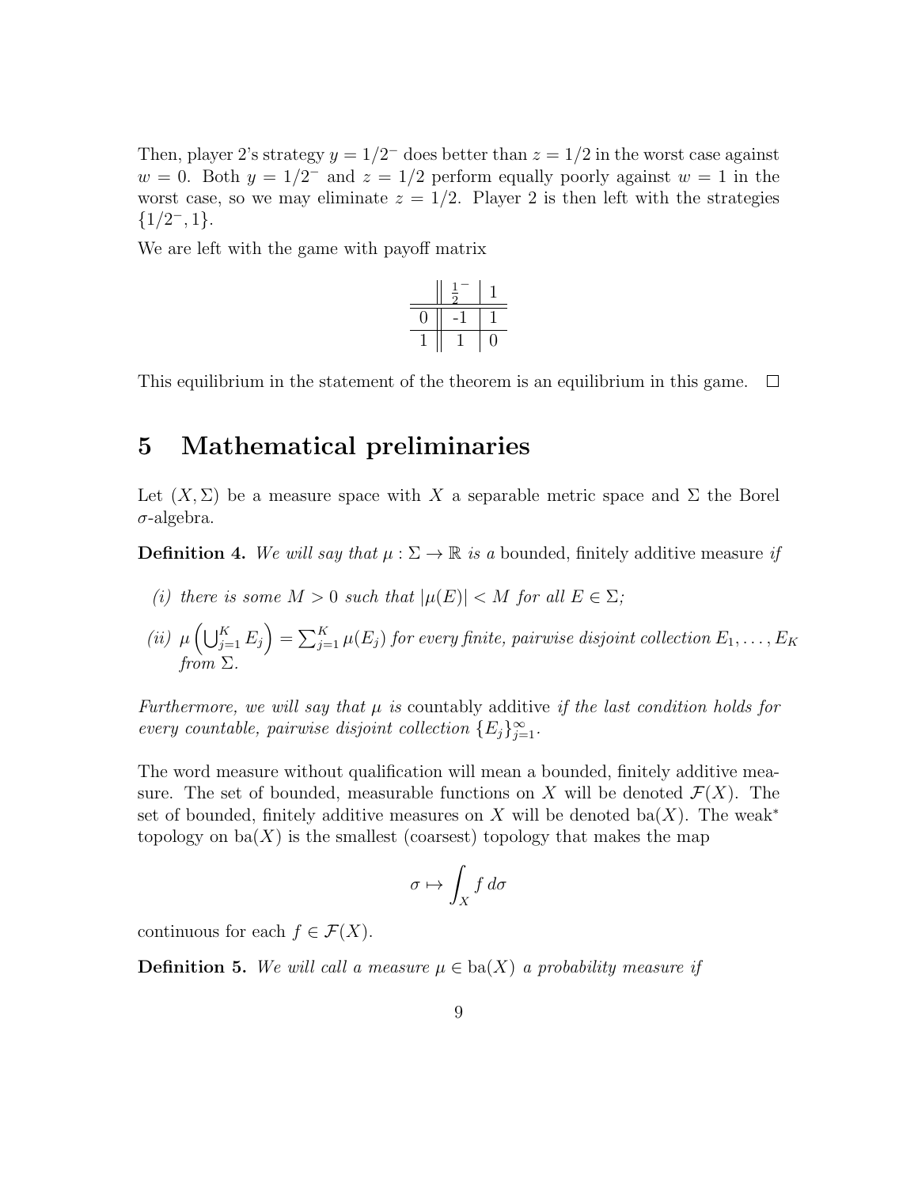Then, player 2's strategy $y = 1/2^-$ does better than $z = 1/2$ in the worst case against $w = 0$. Both $y = 1/2^-$ and $z = 1/2$ perform equally poorly against $w = 1$ in the worst case, so we may eliminate $z = 1/2$. Player 2 is then left with the strategies $\{1/2^-, 1\}$.

We are left with the game with payoff matrix

| | $\frac{1}{2}^-$ | $1$ |
|---|---|---|
| 0 | -1 | 1 |
| 1 | 1 | 0 |

This equilibrium in the statement of the theorem is an equilibrium in this game. $\square$

# 5 Mathematical preliminaries

Let $(X, \Sigma)$ be a measure space with $X$ a separable metric space and $\Sigma$ the Borel $\sigma$-algebra.

**Definition 4.** *We will say that $\mu : \Sigma \to \mathbb{R}$ is a* bounded, finitely additive measure *if*

*(i) there is some $M > 0$ such that $|\mu(E)| < M$ for all $E \in \Sigma$;*

*(ii) $\mu\left(\bigcup_{j=1}^{K} E_j\right) = \sum_{j=1}^{K} \mu(E_j)$ for every finite, pairwise disjoint collection $E_1, \ldots, E_K$ from $\Sigma$.*

*Furthermore, we will say that $\mu$ is* countably additive *if the last condition holds for every countable, pairwise disjoint collection $\{E_j\}_{j=1}^{\infty}$.*

The word measure without qualification will mean a bounded, finitely additive measure. The set of bounded, measurable functions on $X$ will be denoted $\mathcal{F}(X)$. The set of bounded, finitely additive measures on $X$ will be denoted $\mathrm{ba}(X)$. The weak$^*$ topology on $\mathrm{ba}(X)$ is the smallest (coarsest) topology that makes the map

$$\sigma \mapsto \int_X f \, d\sigma$$

continuous for each $f \in \mathcal{F}(X)$.

**Definition 5.** *We will call a measure $\mu \in \mathrm{ba}(X)$ a probability measure if*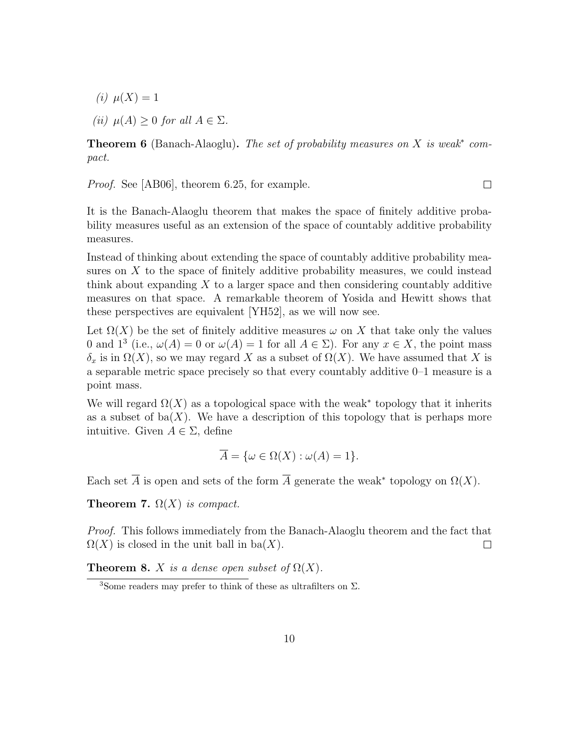*(i)* $\mu(X) = 1$

*(ii)* $\mu(A) \geq 0$ *for all* $A \in \Sigma$.

**Theorem 6** (Banach-Alaoglu)**.** *The set of probability measures on $X$ is weak$^*$ compact.*

*Proof.* See [AB06], theorem 6.25, for example. $\square$

It is the Banach-Alaoglu theorem that makes the space of finitely additive probability measures useful as an extension of the space of countably additive probability measures.

Instead of thinking about extending the space of countably additive probability measures on $X$ to the space of finitely additive probability measures, we could instead think about expanding $X$ to a larger space and then considering countably additive measures on that space. A remarkable theorem of Yosida and Hewitt shows that these perspectives are equivalent [YH52], as we will now see.

Let $\Omega(X)$ be the set of finitely additive measures $\omega$ on $X$ that take only the values 0 and 1[3] (i.e., $\omega(A) = 0$ or $\omega(A) = 1$ for all $A \in \Sigma$). For any $x \in X$, the point mass $\delta_x$ is in $\Omega(X)$, so we may regard $X$ as a subset of $\Omega(X)$. We have assumed that $X$ is a separable metric space precisely so that every countably additive 0–1 measure is a point mass.

We will regard $\Omega(X)$ as a topological space with the weak$^*$ topology that it inherits as a subset of $\mathrm{ba}(X)$. We have a description of this topology that is perhaps more intuitive. Given $A \in \Sigma$, define

$$\overline{A} = \{\omega \in \Omega(X) : \omega(A) = 1\}.$$

Each set $\overline{A}$ is open and sets of the form $\overline{A}$ generate the weak$^*$ topology on $\Omega(X)$.

**Theorem 7.** *$\Omega(X)$ is compact.*

*Proof.* This follows immediately from the Banach-Alaoglu theorem and the fact that $\Omega(X)$ is closed in the unit ball in $\mathrm{ba}(X)$. $\square$

**Theorem 8.** *$X$ is a dense open subset of $\Omega(X)$.*

[3] Some readers may prefer to think of these as ultrafilters on $\Sigma$.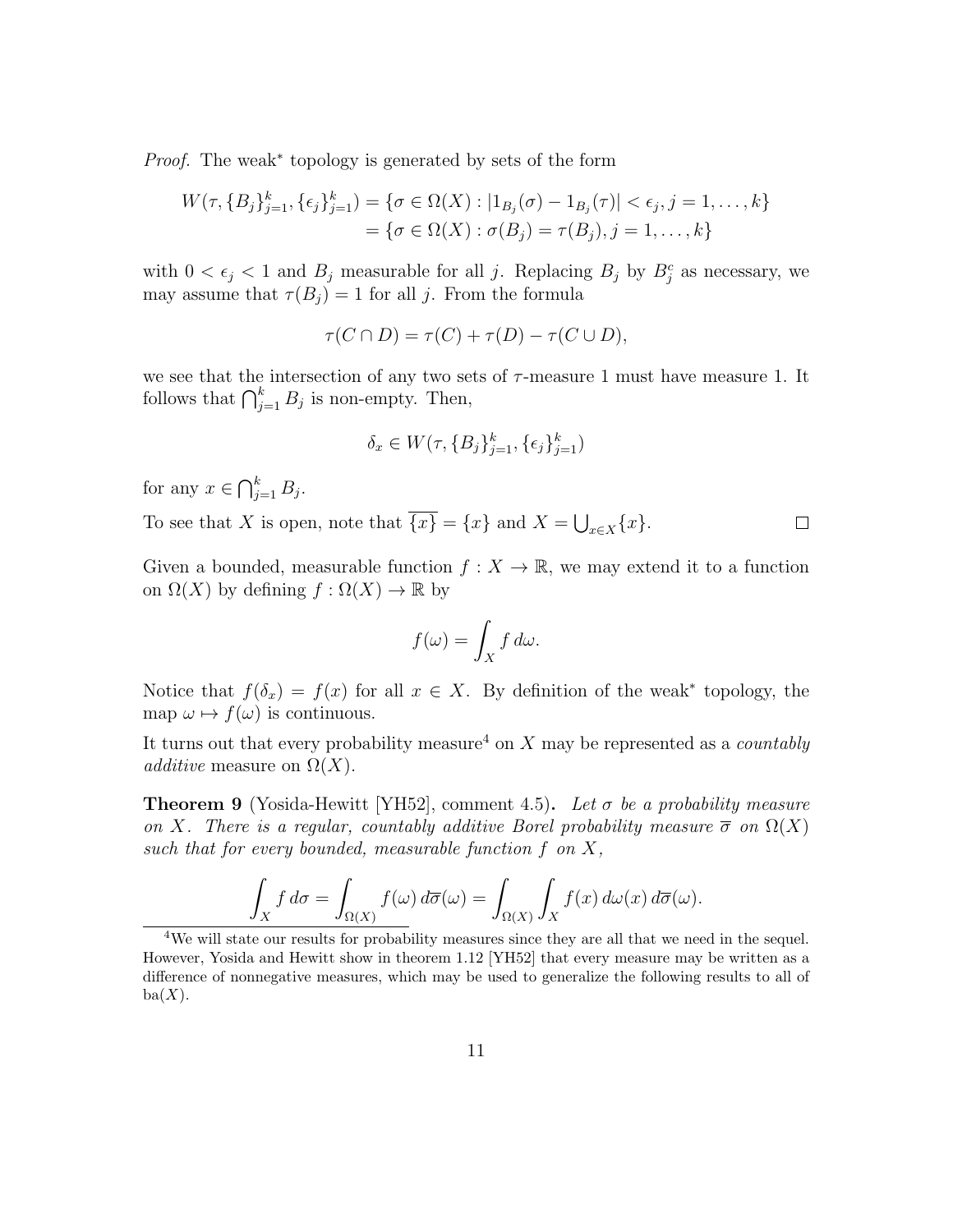*Proof.* The weak$^*$ topology is generated by sets of the form

$$\begin{aligned} W(\tau, \{B_j\}_{j=1}^k, \{\epsilon_j\}_{j=1}^k) &= \{\sigma \in \Omega(X) : |1_{B_j}(\sigma) - 1_{B_j}(\tau)| < \epsilon_j, j = 1, \ldots, k\} \\ &= \{\sigma \in \Omega(X) : \sigma(B_j) = \tau(B_j), j = 1, \ldots, k\} \end{aligned}$$

with $0 < \epsilon_j < 1$ and $B_j$ measurable for all $j$. Replacing $B_j$ by $B_j^c$ as necessary, we may assume that $\tau(B_j) = 1$ for all $j$. From the formula

$$\tau(C \cap D) = \tau(C) + \tau(D) - \tau(C \cup D),$$

we see that the intersection of any two sets of $\tau$-measure 1 must have measure 1. It follows that $\bigcap_{j=1}^k B_j$ is non-empty. Then,

$$\delta_x \in W(\tau, \{B_j\}_{j=1}^k, \{\epsilon_j\}_{j=1}^k)$$

for any $x \in \bigcap_{j=1}^k B_j$.

To see that $X$ is open, note that $\overline{\{x\}} = \{x\}$ and $X = \bigcup_{x \in X} \{x\}$. $\square$

Given a bounded, measurable function $f : X \to \mathbb{R}$, we may extend it to a function on $\Omega(X)$ by defining $f : \Omega(X) \to \mathbb{R}$ by

$$f(\omega) = \int_X f \, d\omega.$$

Notice that $f(\delta_x) = f(x)$ for all $x \in X$. By definition of the weak$^*$ topology, the map $\omega \mapsto f(\omega)$ is continuous.

It turns out that every probability measure[4] on $X$ may be represented as a *countably additive* measure on $\Omega(X)$.

**Theorem 9** (Yosida-Hewitt [YH52], comment 4.5). *Let $\sigma$ be a probability measure on $X$. There is a regular, countably additive Borel probability measure $\overline{\sigma}$ on $\Omega(X)$ such that for every bounded, measurable function $f$ on $X$,*

$$\int_X f \, d\sigma = \int_{\Omega(X)} f(\omega) \, d\overline{\sigma}(\omega) = \int_{\Omega(X)} \int_X f(x) \, d\omega(x) \, d\overline{\sigma}(\omega).$$

[4] We will state our results for probability measures since they are all that we need in the sequel. However, Yosida and Hewitt show in theorem 1.12 [YH52] that every measure may be written as a difference of nonnegative measures, which may be used to generalize the following results to all of $\mathrm{ba}(X)$.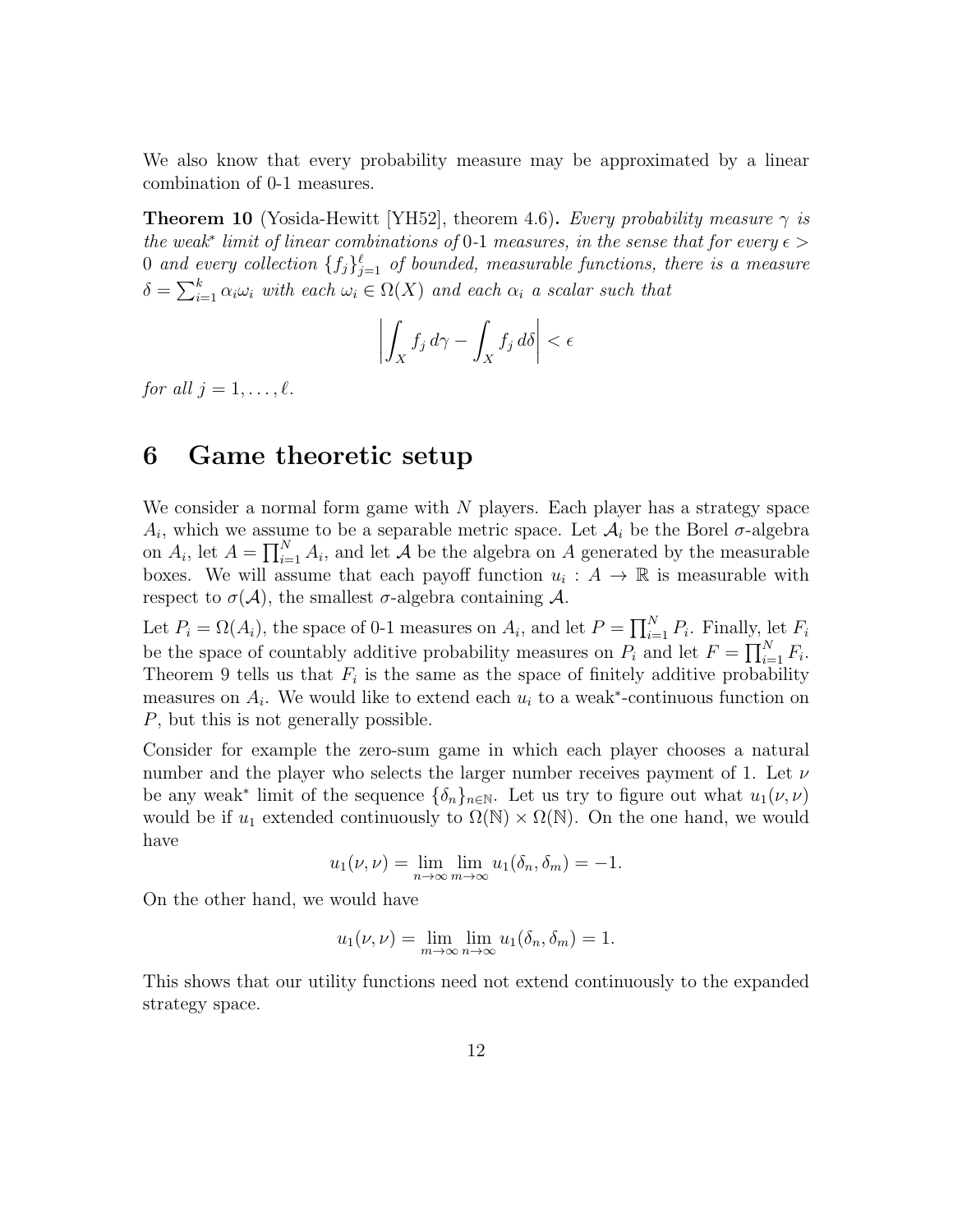We also know that every probability measure may be approximated by a linear combination of 0-1 measures.

**Theorem 10** (Yosida-Hewitt [YH52], theorem 4.6)**.** *Every probability measure $\gamma$ is the weak$^*$ limit of linear combinations of* 0-1 *measures, in the sense that for every $\epsilon > 0$ and every collection $\{f_j\}_{j=1}^{\ell}$ of bounded, measurable functions, there is a measure $\delta = \sum_{i=1}^{k} \alpha_i \omega_i$ with each $\omega_i \in \Omega(X)$ and each $\alpha_i$ a scalar such that*

$$\left| \int_X f_j \, d\gamma - \int_X f_j \, d\delta \right| < \epsilon$$

*for all $j = 1, \ldots, \ell$.*

# 6 Game theoretic setup

We consider a normal form game with $N$ players. Each player has a strategy space $A_i$, which we assume to be a separable metric space. Let $\mathcal{A}_i$ be the Borel $\sigma$-algebra on $A_i$, let $A = \prod_{i=1}^{N} A_i$, and let $\mathcal{A}$ be the algebra on $A$ generated by the measurable boxes. We will assume that each payoff function $u_i : A \to \mathbb{R}$ is measurable with respect to $\sigma(\mathcal{A})$, the smallest $\sigma$-algebra containing $\mathcal{A}$.

Let $P_i = \Omega(A_i)$, the space of 0-1 measures on $A_i$, and let $P = \prod_{i=1}^{N} P_i$. Finally, let $F_i$ be the space of countably additive probability measures on $P_i$ and let $F = \prod_{i=1}^{N} F_i$. Theorem 9 tells us that $F_i$ is the same as the space of finitely additive probability measures on $A_i$. We would like to extend each $u_i$ to a weak$^*$-continuous function on $P$, but this is not generally possible.

Consider for example the zero-sum game in which each player chooses a natural number and the player who selects the larger number receives payment of 1. Let $\nu$ be any weak$^*$ limit of the sequence $\{\delta_n\}_{n \in \mathbb{N}}$. Let us try to figure out what $u_1(\nu, \nu)$ would be if $u_1$ extended continuously to $\Omega(\mathbb{N}) \times \Omega(\mathbb{N})$. On the one hand, we would have

$$u_1(\nu, \nu) = \lim_{n \to \infty} \lim_{m \to \infty} u_1(\delta_n, \delta_m) = -1.$$

On the other hand, we would have

$$u_1(\nu, \nu) = \lim_{m \to \infty} \lim_{n \to \infty} u_1(\delta_n, \delta_m) = 1.$$

This shows that our utility functions need not extend continuously to the expanded strategy space.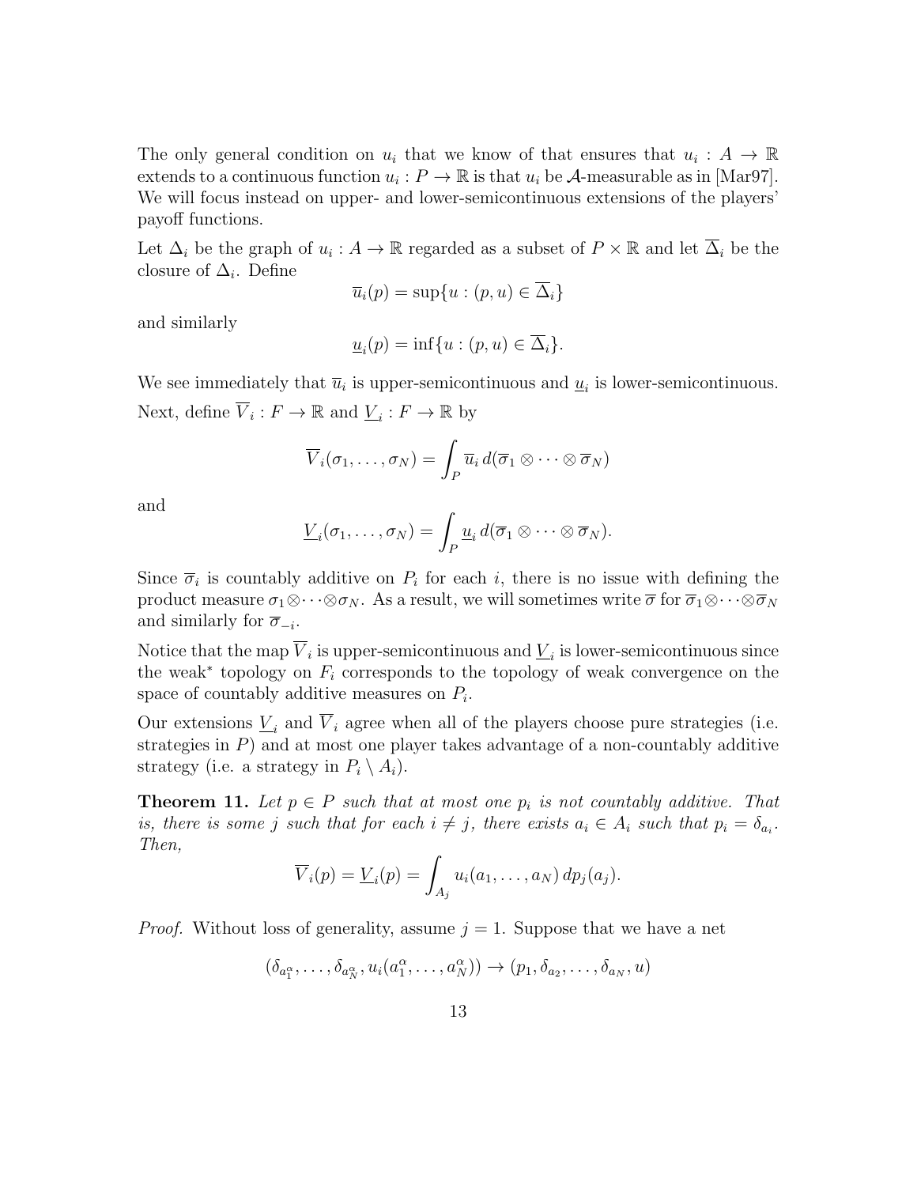The only general condition on $u_i$ that we know of that ensures that $u_i : A \to \mathbb{R}$ extends to a continuous function $u_i : P \to \mathbb{R}$ is that $u_i$ be $\mathcal{A}$-measurable as in [Mar97]. We will focus instead on upper- and lower-semicontinuous extensions of the players' payoff functions.

Let $\Delta_i$ be the graph of $u_i : A \to \mathbb{R}$ regarded as a subset of $P \times \mathbb{R}$ and let $\overline{\Delta}_i$ be the closure of $\Delta_i$. Define

$$\overline{u}_i(p) = \sup\{u : (p, u) \in \overline{\Delta}_i\}$$

and similarly

$$\underline{u}_i(p) = \inf\{u : (p, u) \in \overline{\Delta}_i\}.$$

We see immediately that $\overline{u}_i$ is upper-semicontinuous and $\underline{u}_i$ is lower-semicontinuous.

Next, define $\overline{V}_i : F \to \mathbb{R}$ and $\underline{V}_i : F \to \mathbb{R}$ by

$$\overline{V}_i(\sigma_1, \ldots, \sigma_N) = \int_P \overline{u}_i \, d(\overline{\sigma}_1 \otimes \cdots \otimes \overline{\sigma}_N)$$

and

$$\underline{V}_i(\sigma_1, \ldots, \sigma_N) = \int_P \underline{u}_i \, d(\overline{\sigma}_1 \otimes \cdots \otimes \overline{\sigma}_N).$$

Since $\overline{\sigma}_i$ is countably additive on $P_i$ for each $i$, there is no issue with defining the product measure $\sigma_1 \otimes \cdots \otimes \sigma_N$. As a result, we will sometimes write $\overline{\sigma}$ for $\overline{\sigma}_1 \otimes \cdots \otimes \overline{\sigma}_N$ and similarly for $\overline{\sigma}_{-i}$.

Notice that the map $\overline{V}_i$ is upper-semicontinuous and $\underline{V}_i$ is lower-semicontinuous since the weak* topology on $F_i$ corresponds to the topology of weak convergence on the space of countably additive measures on $P_i$.

Our extensions $\underline{V}_i$ and $\overline{V}_i$ agree when all of the players choose pure strategies (i.e. strategies in $P$) and at most one player takes advantage of a non-countably additive strategy (i.e. a strategy in $P_i \setminus A_i$).

**Theorem 11.** *Let $p \in P$ such that at most one $p_i$ is not countably additive. That is, there is some $j$ such that for each $i \neq j$, there exists $a_i \in A_i$ such that $p_i = \delta_{a_i}$. Then,*

$$\overline{V}_i(p) = \underline{V}_i(p) = \int_{A_j} u_i(a_1, \ldots, a_N) \, dp_j(a_j).$$

*Proof.* Without loss of generality, assume $j = 1$. Suppose that we have a net

$$(\delta_{a_1^\alpha}, \ldots, \delta_{a_N^\alpha}, u_i(a_1^\alpha, \ldots, a_N^\alpha)) \to (p_1, \delta_{a_2}, \ldots, \delta_{a_N}, u)$$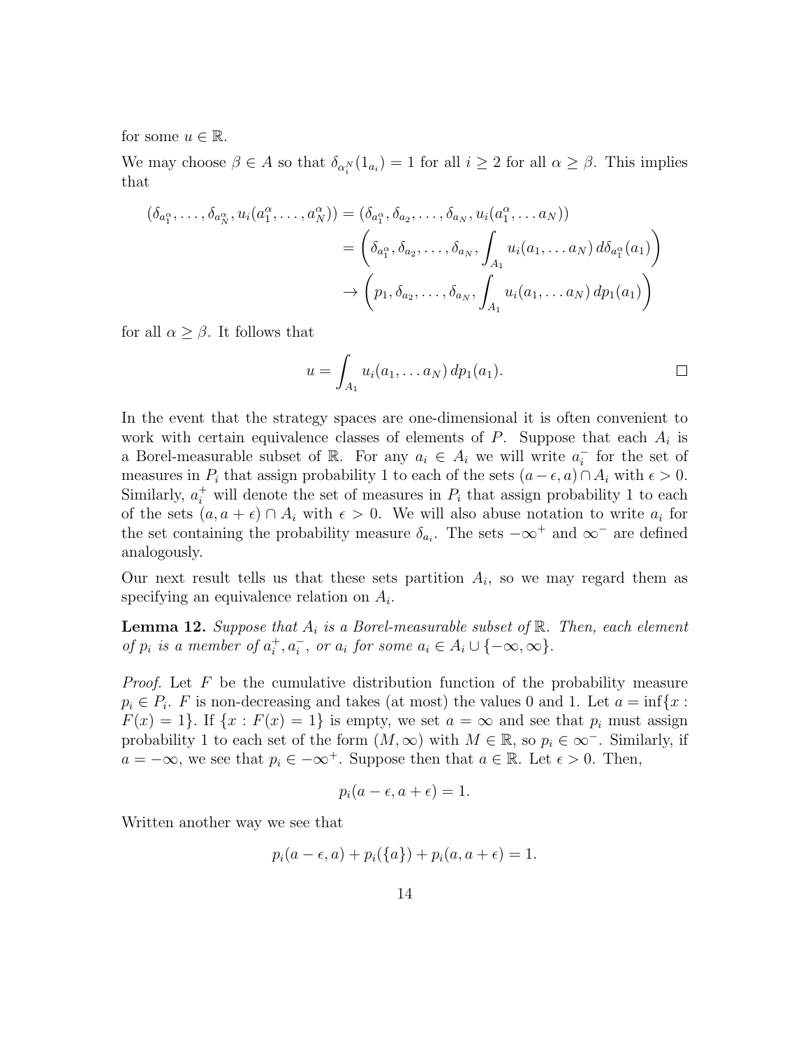for some $u \in \mathbb{R}$.

We may choose $\beta \in A$ so that $\delta_{\alpha_i^N}(1_{a_i}) = 1$ for all $i \geq 2$ for all $\alpha \geq \beta$. This implies that

$$
\begin{aligned}
(\delta_{a_1^\alpha}, \ldots, \delta_{a_N^\alpha}, u_i(a_1^\alpha, \ldots, a_N^\alpha)) &= (\delta_{a_1^\alpha}, \delta_{a_2}, \ldots, \delta_{a_N}, u_i(a_1^\alpha, \ldots a_N)) \\
&= \left(\delta_{a_1^\alpha}, \delta_{a_2}, \ldots, \delta_{a_N}, \int_{A_1} u_i(a_1, \ldots a_N)\, d\delta_{a_1^\alpha}(a_1)\right) \\
&\to \left(p_1, \delta_{a_2}, \ldots, \delta_{a_N}, \int_{A_1} u_i(a_1, \ldots a_N)\, dp_1(a_1)\right)
\end{aligned}
$$

for all $\alpha \geq \beta$. It follows that

$$
u = \int_{A_1} u_i(a_1, \ldots a_N)\, dp_1(a_1).
$$

□

In the event that the strategy spaces are one-dimensional it is often convenient to work with certain equivalence classes of elements of $P$. Suppose that each $A_i$ is a Borel-measurable subset of $\mathbb{R}$. For any $a_i \in A_i$ we will write $a_i^-$ for the set of measures in $P_i$ that assign probability 1 to each of the sets $(a - \epsilon, a) \cap A_i$ with $\epsilon > 0$. Similarly, $a_i^+$ will denote the set of measures in $P_i$ that assign probability 1 to each of the sets $(a, a + \epsilon) \cap A_i$ with $\epsilon > 0$. We will also abuse notation to write $a_i$ for the set containing the probability measure $\delta_{a_i}$. The sets $-\infty^+$ and $\infty^-$ are defined analogously.

Our next result tells us that these sets partition $A_i$, so we may regard them as specifying an equivalence relation on $A_i$.

**Lemma 12.** *Suppose that $A_i$ is a Borel-measurable subset of $\mathbb{R}$. Then, each element of $p_i$ is a member of $a_i^+, a_i^-$, or $a_i$ for some $a_i \in A_i \cup \{-\infty, \infty\}$.*

*Proof.* Let $F$ be the cumulative distribution function of the probability measure $p_i \in P_i$. $F$ is non-decreasing and takes (at most) the values 0 and 1. Let $a = \inf\{x : F(x) = 1\}$. If $\{x : F(x) = 1\}$ is empty, we set $a = \infty$ and see that $p_i$ must assign probability 1 to each set of the form $(M, \infty)$ with $M \in \mathbb{R}$, so $p_i \in \infty^-$. Similarly, if $a = -\infty$, we see that $p_i \in -\infty^+$. Suppose then that $a \in \mathbb{R}$. Let $\epsilon > 0$. Then,

$$
p_i(a - \epsilon, a + \epsilon) = 1.
$$

Written another way we see that

$$
p_i(a - \epsilon, a) + p_i(\{a\}) + p_i(a, a + \epsilon) = 1.
$$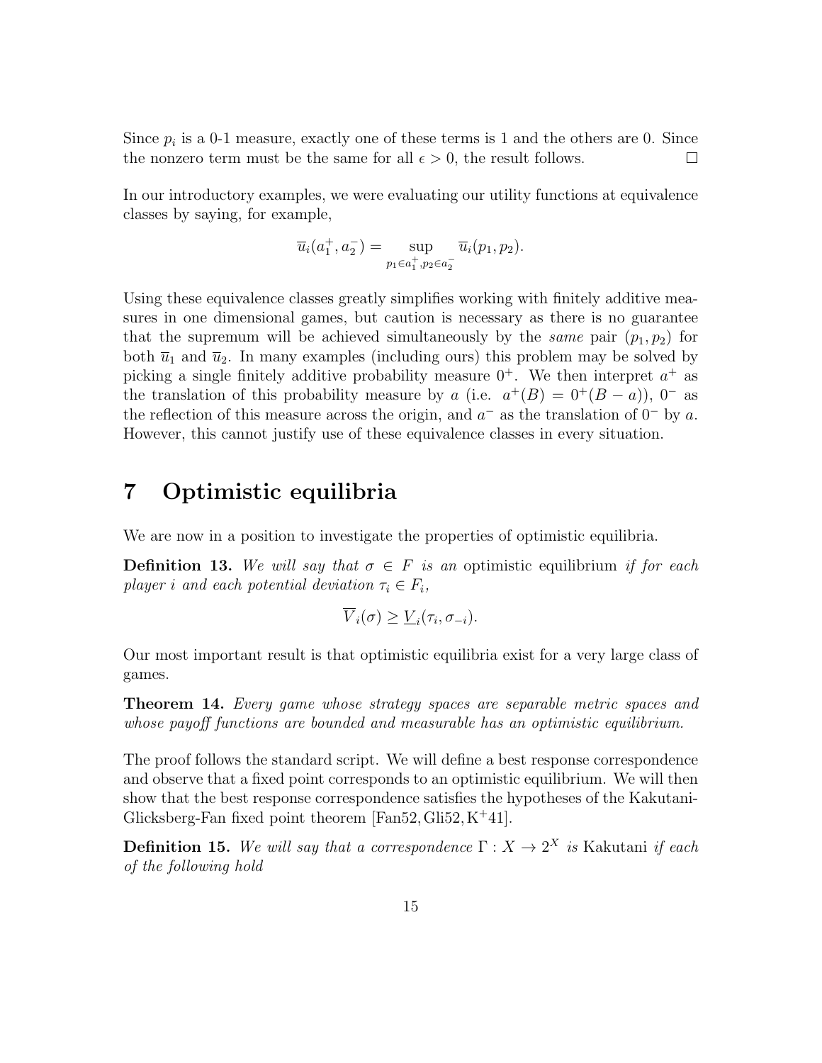Since $p_i$ is a 0-1 measure, exactly one of these terms is 1 and the others are 0. Since the nonzero term must be the same for all $\epsilon > 0$, the result follows. $\square$

In our introductory examples, we were evaluating our utility functions at equivalence classes by saying, for example,

$$\overline{u}_i(a_1^+, a_2^-) = \sup_{p_1 \in a_1^+, p_2 \in a_2^-} \overline{u}_i(p_1, p_2).$$

Using these equivalence classes greatly simplifies working with finitely additive measures in one dimensional games, but caution is necessary as there is no guarantee that the supremum will be achieved simultaneously by the *same* pair $(p_1, p_2)$ for both $\overline{u}_1$ and $\overline{u}_2$. In many examples (including ours) this problem may be solved by picking a single finitely additive probability measure $0^+$. We then interpret $a^+$ as the translation of this probability measure by $a$ (i.e. $a^+(B) = 0^+(B - a)$), $0^-$ as the reflection of this measure across the origin, and $a^-$ as the translation of $0^-$ by $a$. However, this cannot justify use of these equivalence classes in every situation.

# 7 Optimistic equilibria

We are now in a position to investigate the properties of optimistic equilibria.

**Definition 13.** *We will say that $\sigma \in F$ is an* optimistic equilibrium *if for each player $i$ and each potential deviation $\tau_i \in F_i$,*

$$\overline{V}_i(\sigma) \geq \underline{V}_i(\tau_i, \sigma_{-i}).$$

Our most important result is that optimistic equilibria exist for a very large class of games.

**Theorem 14.** *Every game whose strategy spaces are separable metric spaces and whose payoff functions are bounded and measurable has an optimistic equilibrium.*

The proof follows the standard script. We will define a best response correspondence and observe that a fixed point corresponds to an optimistic equilibrium. We will then show that the best response correspondence satisfies the hypotheses of the Kakutani-Glicksberg-Fan fixed point theorem [Fan52, Gli52, K+41].

**Definition 15.** *We will say that a correspondence $\Gamma : X \to 2^X$ is* Kakutani *if each of the following hold*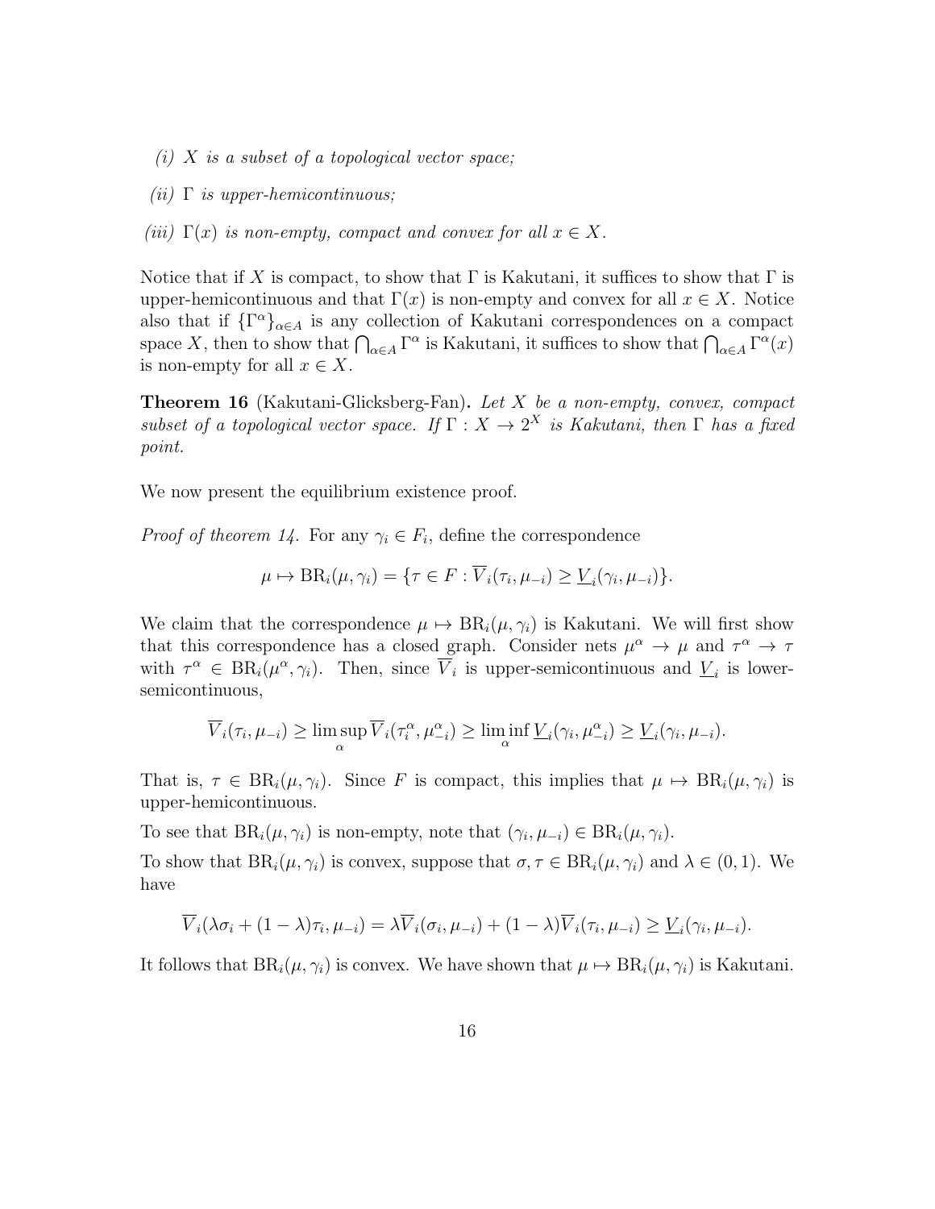*(i) $X$ is a subset of a topological vector space;*

*(ii) $\Gamma$ is upper-hemicontinuous;*

*(iii) $\Gamma(x)$ is non-empty, compact and convex for all $x \in X$.*

Notice that if $X$ is compact, to show that $\Gamma$ is Kakutani, it suffices to show that $\Gamma$ is upper-hemicontinuous and that $\Gamma(x)$ is non-empty and convex for all $x \in X$. Notice also that if $\{\Gamma^\alpha\}_{\alpha \in A}$ is any collection of Kakutani correspondences on a compact space $X$, then to show that $\bigcap_{\alpha \in A} \Gamma^\alpha$ is Kakutani, it suffices to show that $\bigcap_{\alpha \in A} \Gamma^\alpha(x)$ is non-empty for all $x \in X$.

**Theorem 16** (Kakutani-Glicksberg-Fan)**.** *Let $X$ be a non-empty, convex, compact subset of a topological vector space. If $\Gamma : X \to 2^X$ is Kakutani, then $\Gamma$ has a fixed point.*

We now present the equilibrium existence proof.

*Proof of theorem 14.* For any $\gamma_i \in F_i$, define the correspondence

$$\mu \mapsto \mathrm{BR}_i(\mu, \gamma_i) = \{\tau \in F : \overline{V}_i(\tau_i, \mu_{-i}) \geq \underline{V}_i(\gamma_i, \mu_{-i})\}.$$

We claim that the correspondence $\mu \mapsto \mathrm{BR}_i(\mu, \gamma_i)$ is Kakutani. We will first show that this correspondence has a closed graph. Consider nets $\mu^\alpha \to \mu$ and $\tau^\alpha \to \tau$ with $\tau^\alpha \in \mathrm{BR}_i(\mu^\alpha, \gamma_i)$. Then, since $\overline{V}_i$ is upper-semicontinuous and $\underline{V}_i$ is lower-semicontinuous,

$$\overline{V}_i(\tau_i, \mu_{-i}) \geq \limsup_\alpha \overline{V}_i(\tau_i^\alpha, \mu_{-i}^\alpha) \geq \liminf_\alpha \underline{V}_i(\gamma_i, \mu_{-i}^\alpha) \geq \underline{V}_i(\gamma_i, \mu_{-i}).$$

That is, $\tau \in \mathrm{BR}_i(\mu, \gamma_i)$. Since $F$ is compact, this implies that $\mu \mapsto \mathrm{BR}_i(\mu, \gamma_i)$ is upper-hemicontinuous.

To see that $\mathrm{BR}_i(\mu, \gamma_i)$ is non-empty, note that $(\gamma_i, \mu_{-i}) \in \mathrm{BR}_i(\mu, \gamma_i)$.

To show that $\mathrm{BR}_i(\mu, \gamma_i)$ is convex, suppose that $\sigma, \tau \in \mathrm{BR}_i(\mu, \gamma_i)$ and $\lambda \in (0, 1)$. We have

$$\overline{V}_i(\lambda\sigma_i + (1-\lambda)\tau_i, \mu_{-i}) = \lambda \overline{V}_i(\sigma_i, \mu_{-i}) + (1-\lambda)\overline{V}_i(\tau_i, \mu_{-i}) \geq \underline{V}_i(\gamma_i, \mu_{-i}).$$

It follows that $\mathrm{BR}_i(\mu, \gamma_i)$ is convex. We have shown that $\mu \mapsto \mathrm{BR}_i(\mu, \gamma_i)$ is Kakutani.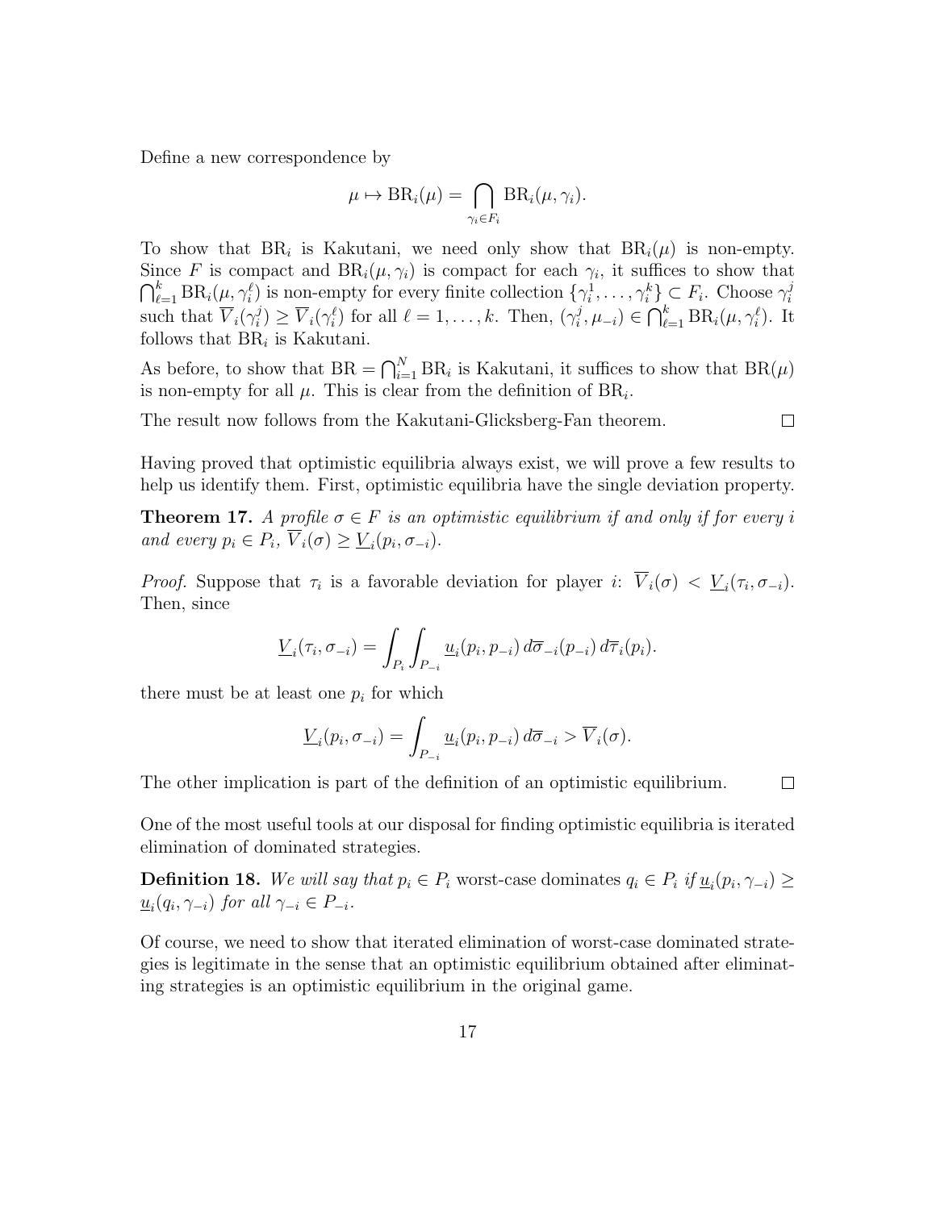Define a new correspondence by

$$\mu \mapsto \mathrm{BR}_i(\mu) = \bigcap_{\gamma_i \in F_i} \mathrm{BR}_i(\mu, \gamma_i).$$

To show that $\mathrm{BR}_i$ is Kakutani, we need only show that $\mathrm{BR}_i(\mu)$ is non-empty. Since $F$ is compact and $\mathrm{BR}_i(\mu, \gamma_i)$ is compact for each $\gamma_i$, it suffices to show that $\bigcap_{\ell=1}^k \mathrm{BR}_i(\mu, \gamma_i^\ell)$ is non-empty for every finite collection $\{\gamma_i^1, \ldots, \gamma_i^k\} \subset F_i$. Choose $\gamma_i^j$ such that $\overline{V}_i(\gamma_i^j) \geq \overline{V}_i(\gamma_i^\ell)$ for all $\ell = 1, \ldots, k$. Then, $(\gamma_i^j, \mu_{-i}) \in \bigcap_{\ell=1}^k \mathrm{BR}_i(\mu, \gamma_i^\ell)$. It follows that $\mathrm{BR}_i$ is Kakutani.

As before, to show that $\mathrm{BR} = \bigcap_{i=1}^N \mathrm{BR}_i$ is Kakutani, it suffices to show that $\mathrm{BR}(\mu)$ is non-empty for all $\mu$. This is clear from the definition of $\mathrm{BR}_i$.

The result now follows from the Kakutani-Glicksberg-Fan theorem. $\square$

Having proved that optimistic equilibria always exist, we will prove a few results to help us identify them. First, optimistic equilibria have the single deviation property.

**Theorem 17.** *A profile $\sigma \in F$ is an optimistic equilibrium if and only if for every $i$ and every $p_i \in P_i$, $\overline{V}_i(\sigma) \geq \underline{V}_i(p_i, \sigma_{-i})$.*

*Proof.* Suppose that $\tau_i$ is a favorable deviation for player $i$: $\overline{V}_i(\sigma) < \underline{V}_i(\tau_i, \sigma_{-i})$. Then, since

$$\underline{V}_i(\tau_i, \sigma_{-i}) = \int_{P_i} \int_{P_{-i}} \underline{u}_i(p_i, p_{-i})\, d\overline{\sigma}_{-i}(p_{-i})\, d\overline{\tau}_i(p_i).$$

there must be at least one $p_i$ for which

$$\underline{V}_i(p_i, \sigma_{-i}) = \int_{P_{-i}} \underline{u}_i(p_i, p_{-i})\, d\overline{\sigma}_{-i} > \overline{V}_i(\sigma).$$

The other implication is part of the definition of an optimistic equilibrium. $\square$

One of the most useful tools at our disposal for finding optimistic equilibria is iterated elimination of dominated strategies.

**Definition 18.** *We will say that $p_i \in P_i$* worst-case dominates *$q_i \in P_i$ if $\underline{u}_i(p_i, \gamma_{-i}) \geq \underline{u}_i(q_i, \gamma_{-i})$ for all $\gamma_{-i} \in P_{-i}$.*

Of course, we need to show that iterated elimination of worst-case dominated strategies is legitimate in the sense that an optimistic equilibrium obtained after eliminating strategies is an optimistic equilibrium in the original game.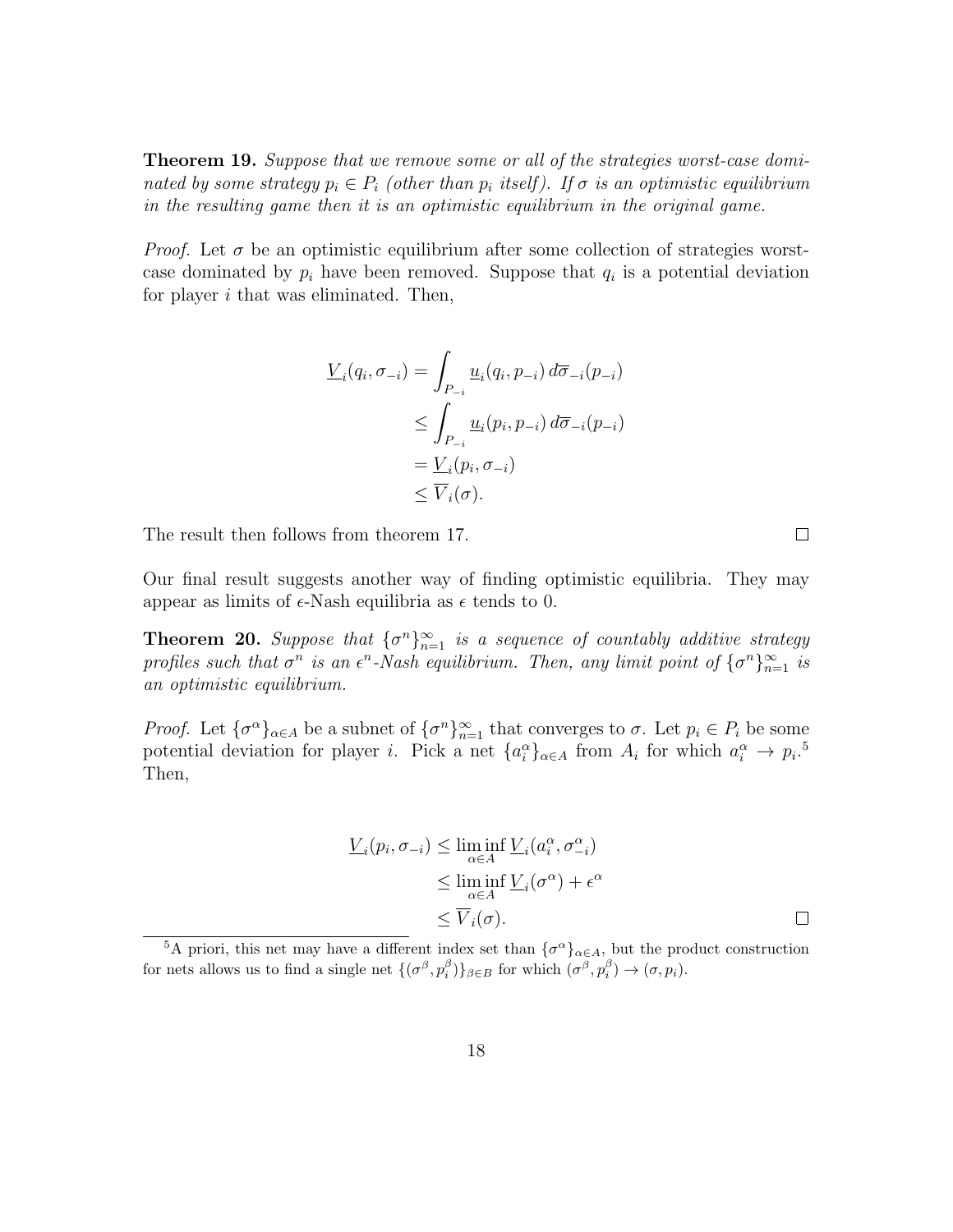**Theorem 19.** *Suppose that we remove some or all of the strategies worst-case dominated by some strategy $p_i \in P_i$ (other than $p_i$ itself). If $\sigma$ is an optimistic equilibrium in the resulting game then it is an optimistic equilibrium in the original game.*

*Proof.* Let $\sigma$ be an optimistic equilibrium after some collection of strategies worst-case dominated by $p_i$ have been removed. Suppose that $q_i$ is a potential deviation for player $i$ that was eliminated. Then,

$$
\begin{aligned}
\underline{V}_i(q_i, \sigma_{-i}) &= \int_{P_{-i}} \underline{u}_i(q_i, p_{-i})\, d\overline{\sigma}_{-i}(p_{-i}) \\
&\leq \int_{P_{-i}} \underline{u}_i(p_i, p_{-i})\, d\overline{\sigma}_{-i}(p_{-i}) \\
&= \underline{V}_i(p_i, \sigma_{-i}) \\
&\leq \overline{V}_i(\sigma).
\end{aligned}
$$

The result then follows from theorem 17. $\square$

Our final result suggests another way of finding optimistic equilibria. They may appear as limits of $\epsilon$-Nash equilibria as $\epsilon$ tends to 0.

**Theorem 20.** *Suppose that $\{\sigma^n\}_{n=1}^{\infty}$ is a sequence of countably additive strategy profiles such that $\sigma^n$ is an $\epsilon^n$-Nash equilibrium. Then, any limit point of $\{\sigma^n\}_{n=1}^{\infty}$ is an optimistic equilibrium.*

*Proof.* Let $\{\sigma^\alpha\}_{\alpha \in A}$ be a subnet of $\{\sigma^n\}_{n=1}^{\infty}$ that converges to $\sigma$. Let $p_i \in P_i$ be some potential deviation for player $i$. Pick a net $\{a_i^\alpha\}_{\alpha \in A}$ from $A_i$ for which $a_i^\alpha \to p_i$.[5] Then,

$$
\begin{aligned}
\underline{V}_i(p_i, \sigma_{-i}) &\leq \liminf_{\alpha \in A} \underline{V}_i(a_i^\alpha, \sigma_{-i}^\alpha) \\
&\leq \liminf_{\alpha \in A} \underline{V}_i(\sigma^\alpha) + \epsilon^\alpha \\
&\leq \overline{V}_i(\sigma).
\end{aligned}
$$

$\square$

[5] A priori, this net may have a different index set than $\{\sigma^\alpha\}_{\alpha \in A}$, but the product construction for nets allows us to find a single net $\{(\sigma^\beta, p_i^\beta)\}_{\beta \in B}$ for which $(\sigma^\beta, p_i^\beta) \to (\sigma, p_i)$.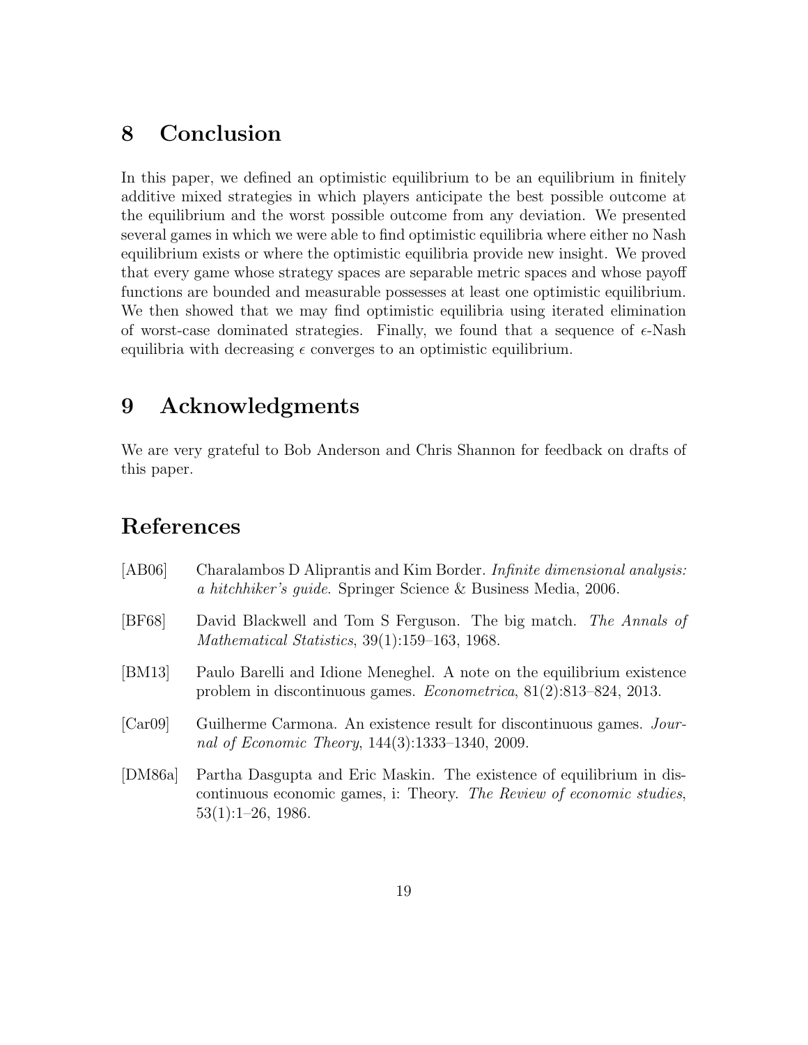# 8 Conclusion

In this paper, we defined an optimistic equilibrium to be an equilibrium in finitely additive mixed strategies in which players anticipate the best possible outcome at the equilibrium and the worst possible outcome from any deviation. We presented several games in which we were able to find optimistic equilibria where either no Nash equilibrium exists or where the optimistic equilibria provide new insight. We proved that every game whose strategy spaces are separable metric spaces and whose payoff functions are bounded and measurable possesses at least one optimistic equilibrium. We then showed that we may find optimistic equilibria using iterated elimination of worst-case dominated strategies. Finally, we found that a sequence of $\epsilon$-Nash equilibria with decreasing $\epsilon$ converges to an optimistic equilibrium.

# 9 Acknowledgments

We are very grateful to Bob Anderson and Chris Shannon for feedback on drafts of this paper.

# References

[AB06] Charalambos D Aliprantis and Kim Border. *Infinite dimensional analysis: a hitchhiker's guide*. Springer Science & Business Media, 2006.

[BF68] David Blackwell and Tom S Ferguson. The big match. *The Annals of Mathematical Statistics*, 39(1):159–163, 1968.

[BM13] Paulo Barelli and Idione Meneghel. A note on the equilibrium existence problem in discontinuous games. *Econometrica*, 81(2):813–824, 2013.

[Car09] Guilherme Carmona. An existence result for discontinuous games. *Journal of Economic Theory*, 144(3):1333–1340, 2009.

[DM86a] Partha Dasgupta and Eric Maskin. The existence of equilibrium in discontinuous economic games, i: Theory. *The Review of economic studies*, 53(1):1–26, 1986.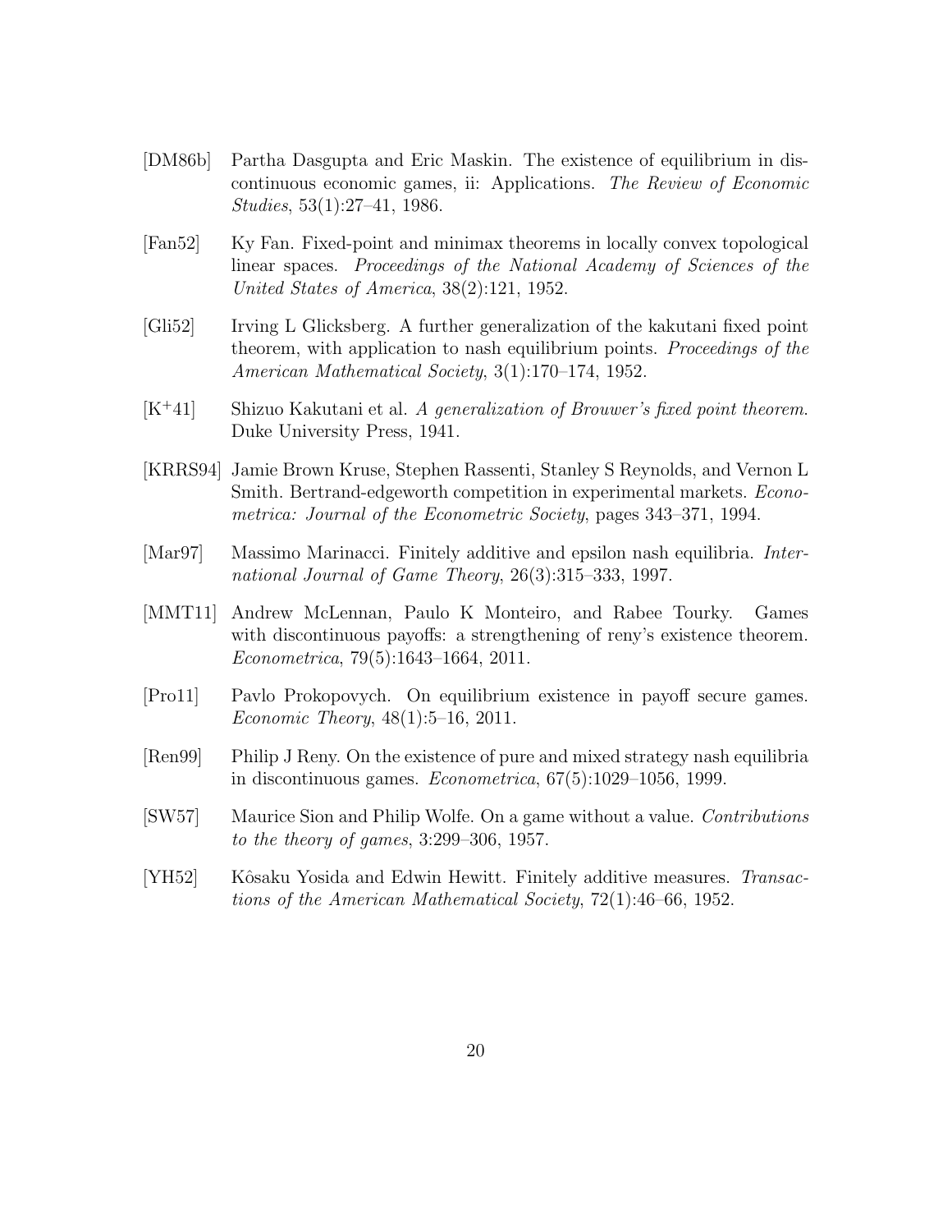[DM86b] Partha Dasgupta and Eric Maskin. The existence of equilibrium in discontinuous economic games, ii: Applications. *The Review of Economic Studies*, 53(1):27–41, 1986.

[Fan52] Ky Fan. Fixed-point and minimax theorems in locally convex topological linear spaces. *Proceedings of the National Academy of Sciences of the United States of America*, 38(2):121, 1952.

[Gli52] Irving L Glicksberg. A further generalization of the kakutani fixed point theorem, with application to nash equilibrium points. *Proceedings of the American Mathematical Society*, 3(1):170–174, 1952.

[K+41] Shizuo Kakutani et al. *A generalization of Brouwer's fixed point theorem*. Duke University Press, 1941.

[KRRS94] Jamie Brown Kruse, Stephen Rassenti, Stanley S Reynolds, and Vernon L Smith. Bertrand-edgeworth competition in experimental markets. *Econometrica: Journal of the Econometric Society*, pages 343–371, 1994.

[Mar97] Massimo Marinacci. Finitely additive and epsilon nash equilibria. *International Journal of Game Theory*, 26(3):315–333, 1997.

[MMT11] Andrew McLennan, Paulo K Monteiro, and Rabee Tourky. Games with discontinuous payoffs: a strengthening of reny's existence theorem. *Econometrica*, 79(5):1643–1664, 2011.

[Pro11] Pavlo Prokopovych. On equilibrium existence in payoff secure games. *Economic Theory*, 48(1):5–16, 2011.

[Ren99] Philip J Reny. On the existence of pure and mixed strategy nash equilibria in discontinuous games. *Econometrica*, 67(5):1029–1056, 1999.

[SW57] Maurice Sion and Philip Wolfe. On a game without a value. *Contributions to the theory of games*, 3:299–306, 1957.

[YH52] Kôsaku Yosida and Edwin Hewitt. Finitely additive measures. *Transactions of the American Mathematical Society*, 72(1):46–66, 1952.